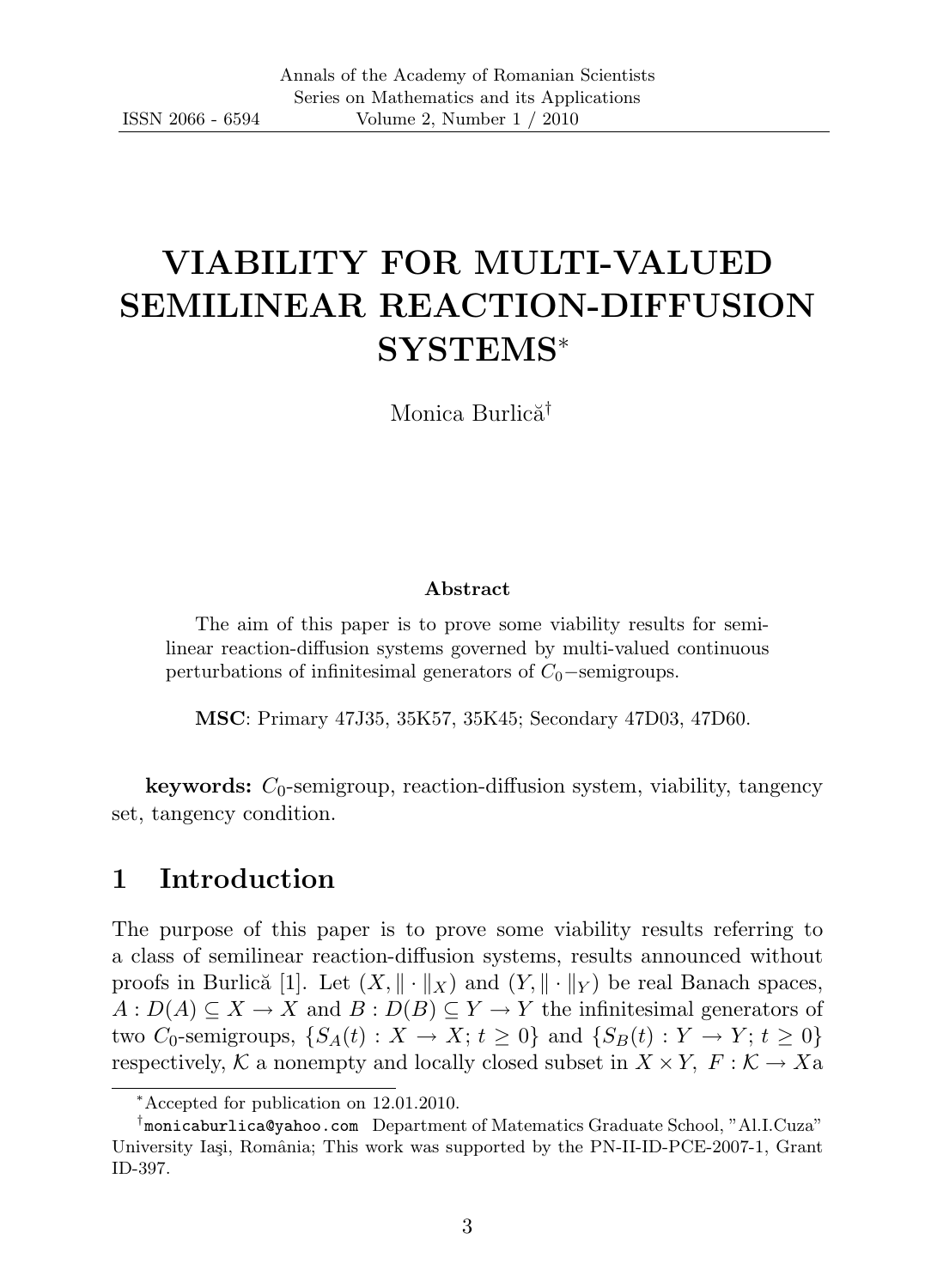# VIABILITY FOR MULTI-VALUED SEMILINEAR REACTION-DIFFUSION SYSTEMS*

Monica Burlică[†]

**Abstract**

The aim of this paper is to prove some viability results for semilinear reaction-diffusion systems governed by multi-valued continuous perturbations of infinitesimal generators of $C_0$−semigroups.

**MSC**: Primary 47J35, 35K57, 35K45; Secondary 47D03, 47D60.

**keywords:** $C_0$-semigroup, reaction-diffusion system, viability, tangency set, tangency condition.

## 1 Introduction

The purpose of this paper is to prove some viability results referring to a class of semilinear reaction-diffusion systems, results announced without proofs in Burlică [1]. Let $(X, \|\cdot\|_X)$ and $(Y, \|\cdot\|_Y)$ be real Banach spaces, $A : D(A) \subseteq X \to X$ and $B : D(B) \subseteq Y \to Y$ the infinitesimal generators of two $C_0$-semigroups, $\{S_A(t) : X \to X; t \geq 0\}$ and $\{S_B(t) : Y \to Y; t \geq 0\}$ respectively, $\mathcal{K}$ a nonempty and locally closed subset in $X \times Y$, $F : \mathcal{K} \to X$a

---

*Accepted for publication on 12.01.2010.

†monicaburlica@yahoo.com Department of Matematics Graduate School, "Al.I.Cuza" University Iaşi, România; This work was supported by the PN-II-ID-PCE-2007-1, Grant ID-397.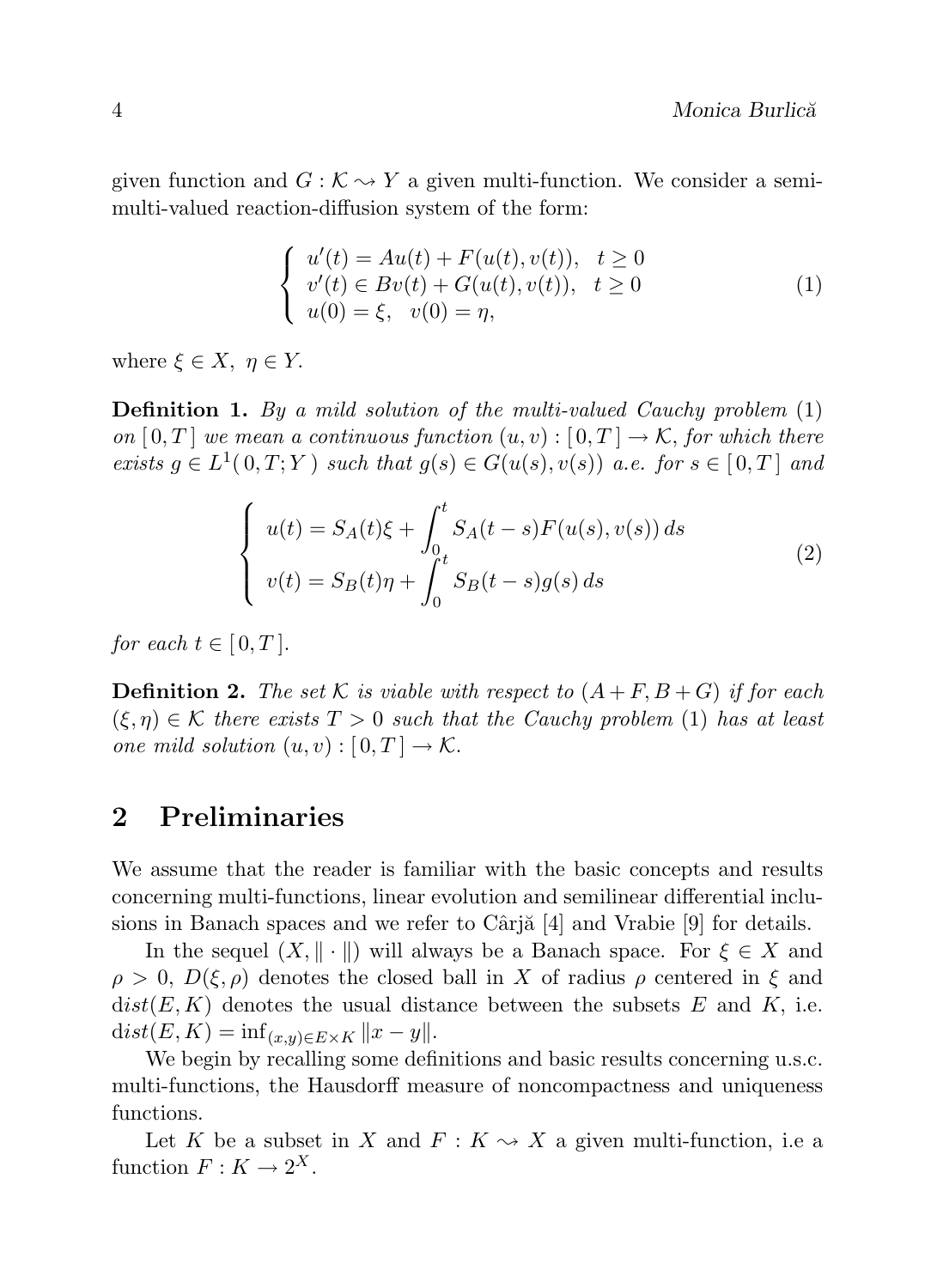given function and $G : \mathcal{K} \rightsquigarrow Y$ a given multi-function. We consider a semi-multi-valued reaction-diffusion system of the form:

$$
\begin{cases}
u'(t) = Au(t) + F(u(t), v(t)), \quad t \geq 0 \\
v'(t) \in Bv(t) + G(u(t), v(t)), \quad t \geq 0 \\
u(0) = \xi, \quad v(0) = \eta,
\end{cases}
\tag{1}
$$

where $\xi \in X$, $\eta \in Y$.

**Definition 1.** *By a mild solution of the multi-valued Cauchy problem* (1) *on* $[\,0, T\,]$ *we mean a continuous function* $(u, v) : [\,0, T\,] \to \mathcal{K}$, *for which there exists* $g \in L^1(\,0, T; Y\,)$ *such that* $g(s) \in G(u(s), v(s))$ *a.e. for* $s \in [\,0, T\,]$ *and*

$$
\begin{cases}
u(t) = S_A(t)\xi + \displaystyle\int_0^t S_A(t-s)F(u(s), v(s))\, ds \\
v(t) = S_B(t)\eta + \displaystyle\int_0^t S_B(t-s)g(s)\, ds
\end{cases}
\tag{2}
$$

*for each* $t \in [\,0, T\,]$.

**Definition 2.** *The set* $\mathcal{K}$ *is viable with respect to* $(A + F, B + G)$ *if for each* $(\xi, \eta) \in \mathcal{K}$ *there exists* $T > 0$ *such that the Cauchy problem* (1) *has at least one mild solution* $(u, v) : [\,0, T\,] \to \mathcal{K}$.

## 2 Preliminaries

We assume that the reader is familiar with the basic concepts and results concerning multi-functions, linear evolution and semilinear differential inclusions in Banach spaces and we refer to Cârjă [4] and Vrabie [9] for details.

In the sequel $(X, \|\cdot\|)$ will always be a Banach space. For $\xi \in X$ and $\rho > 0$, $D(\xi, \rho)$ denotes the closed ball in $X$ of radius $\rho$ centered in $\xi$ and $dist(E, K)$ denotes the usual distance between the subsets $E$ and $K$, i.e. $dist(E, K) = \inf_{(x,y) \in E \times K} \|x - y\|$.

We begin by recalling some definitions and basic results concerning u.s.c. multi-functions, the Hausdorff measure of noncompactness and uniqueness functions.

Let $K$ be a subset in $X$ and $F : K \rightsquigarrow X$ a given multi-function, i.e a function $F : K \to 2^X$.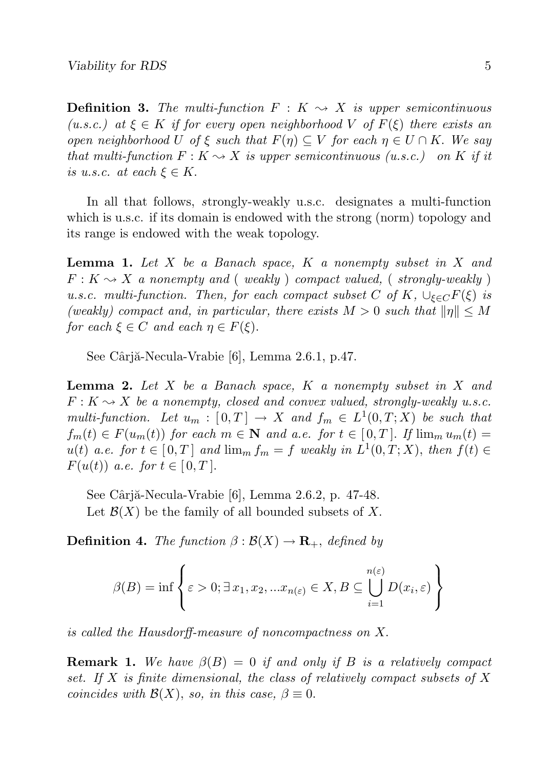**Definition 3.** *The multi-function $F : K \rightsquigarrow X$ is upper semicontinuous (u.s.c.) at $\xi \in K$ if for every open neighborhood $V$ of $F(\xi)$ there exists an open neighborhood $U$ of $\xi$ such that $F(\eta) \subseteq V$ for each $\eta \in U \cap K$. We say that multi-function $F : K \rightsquigarrow X$ is upper semicontinuous (u.s.c.) on $K$ if it is u.s.c. at each $\xi \in K$.*

In all that follows, strongly-weakly u.s.c. designates a multi-function which is u.s.c. if its domain is endowed with the strong (norm) topology and its range is endowed with the weak topology.

**Lemma 1.** *Let $X$ be a Banach space, $K$ a nonempty subset in $X$ and $F : K \rightsquigarrow X$ a nonempty and ( weakly ) compact valued, ( strongly-weakly ) u.s.c. multi-function. Then, for each compact subset $C$ of $K$, $\cup_{\xi \in C} F(\xi)$ is (weakly) compact and, in particular, there exists $M > 0$ such that $\|\eta\| \leq M$ for each $\xi \in C$ and each $\eta \in F(\xi)$.*

See Cârjă-Necula-Vrabie [6], Lemma 2.6.1, p.47.

**Lemma 2.** *Let $X$ be a Banach space, $K$ a nonempty subset in $X$ and $F : K \rightsquigarrow X$ be a nonempty, closed and convex valued, strongly-weakly u.s.c. multi-function. Let $u_m : [\,0, T\,] \to X$ and $f_m \in L^1(0, T; X)$ be such that $f_m(t) \in F(u_m(t))$ for each $m \in \mathbf{N}$ and a.e. for $t \in [\,0, T\,]$. If $\lim_m u_m(t) = u(t)$ a.e. for $t \in [\,0, T\,]$ and $\lim_m f_m = f$ weakly in $L^1(0, T; X)$, then $f(t) \in F(u(t))$ a.e. for $t \in [\,0, T\,]$.*

See Cârjă-Necula-Vrabie [6], Lemma 2.6.2, p. 47-48.

Let $\mathcal{B}(X)$ be the family of all bounded subsets of $X$.

**Definition 4.** *The function $\beta : \mathcal{B}(X) \to \mathbf{R}_+$, defined by*

$$\beta(B) = \inf \left\{ \varepsilon > 0; \exists\, x_1, x_2, ...x_{n(\varepsilon)} \in X, B \subseteq \bigcup_{i=1}^{n(\varepsilon)} D(x_i, \varepsilon) \right\}$$

*is called the Hausdorff-measure of noncompactness on $X$.*

**Remark 1.** *We have $\beta(B) = 0$ if and only if $B$ is a relatively compact set. If $X$ is finite dimensional, the class of relatively compact subsets of $X$ coincides with $\mathcal{B}(X)$, so, in this case, $\beta \equiv 0$.*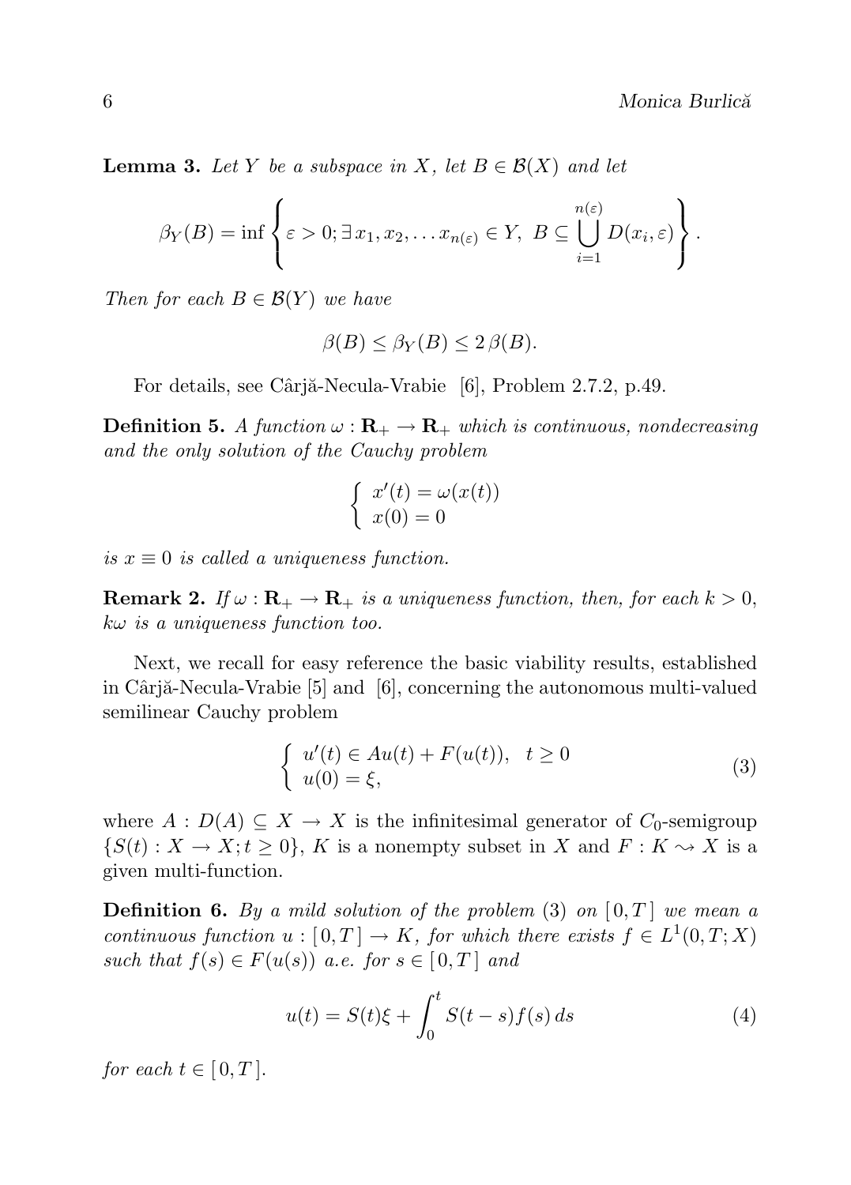**Lemma 3.** *Let $Y$ be a subspace in $X$, let $B \in \mathcal{B}(X)$ and let*

$$\beta_Y(B) = \inf \left\{ \varepsilon > 0; \exists\, x_1, x_2, \dots x_{n(\varepsilon)} \in Y,\ B \subseteq \bigcup_{i=1}^{n(\varepsilon)} D(x_i, \varepsilon) \right\}.$$

*Then for each $B \in \mathcal{B}(Y)$ we have*

$$\beta(B) \leq \beta_Y(B) \leq 2\,\beta(B).$$

For details, see Cârjă-Necula-Vrabie [6], Problem 2.7.2, p.49.

**Definition 5.** *A function $\omega : \mathbf{R}_+ \to \mathbf{R}_+$ which is continuous, nondecreasing and the only solution of the Cauchy problem*

$$\begin{cases} x'(t) = \omega(x(t)) \\ x(0) = 0 \end{cases}$$

*is $x \equiv 0$ is called a uniqueness function.*

**Remark 2.** *If $\omega : \mathbf{R}_+ \to \mathbf{R}_+$ is a uniqueness function, then, for each $k > 0$, $k\omega$ is a uniqueness function too.*

Next, we recall for easy reference the basic viability results, established in Cârjă-Necula-Vrabie [5] and [6], concerning the autonomous multi-valued semilinear Cauchy problem

$$\begin{cases} u'(t) \in Au(t) + F(u(t)), \quad t \geq 0 \\ u(0) = \xi, \end{cases} \tag{3}$$

where $A : D(A) \subseteq X \to X$ is the infinitesimal generator of $C_0$-semigroup $\{S(t) : X \to X; t \geq 0\}$, $K$ is a nonempty subset in $X$ and $F : K \rightsquigarrow X$ is a given multi-function.

**Definition 6.** *By a mild solution of the problem (3) on $[\,0, T\,]$ we mean a continuous function $u : [\,0, T\,] \to K$, for which there exists $f \in L^1(0, T; X)$ such that $f(s) \in F(u(s))$ a.e. for $s \in [\,0, T\,]$ and*

$$u(t) = S(t)\xi + \int_0^t S(t-s) f(s)\, ds \tag{4}$$

*for each $t \in [\,0, T\,]$.*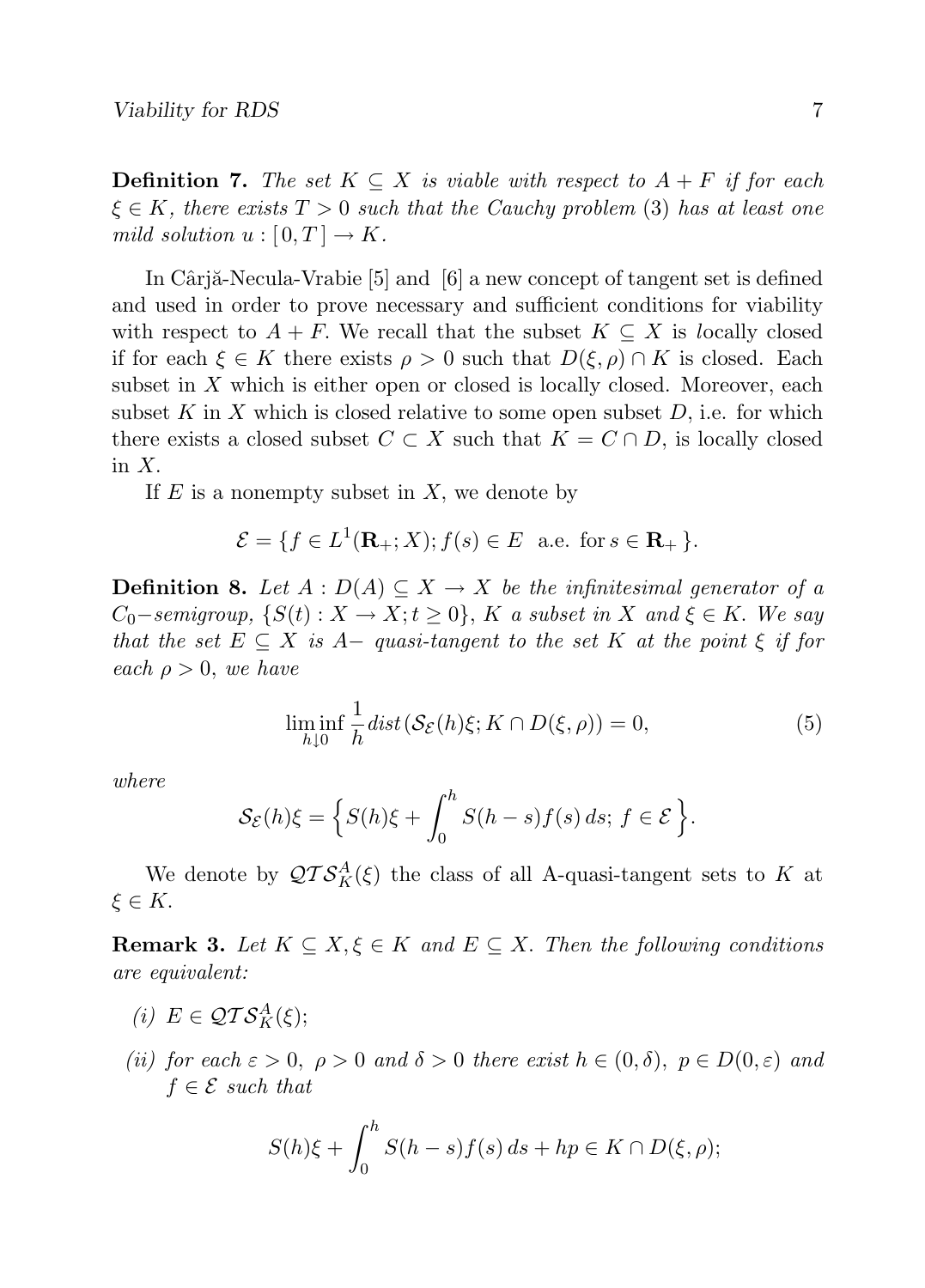**Definition 7.** *The set $K \subseteq X$ is viable with respect to $A + F$ if for each $\xi \in K$, there exists $T > 0$ such that the Cauchy problem* (3) *has at least one mild solution $u : [0, T] \to K$.*

In Cârjă-Necula-Vrabie [5] and [6] a new concept of tangent set is defined and used in order to prove necessary and sufficient conditions for viability with respect to $A + F$. We recall that the subset $K \subseteq X$ is *l*ocally closed if for each $\xi \in K$ there exists $\rho > 0$ such that $D(\xi, \rho) \cap K$ is closed. Each subset in $X$ which is either open or closed is locally closed. Moreover, each subset $K$ in $X$ which is closed relative to some open subset $D$, i.e. for which there exists a closed subset $C \subset X$ such that $K = C \cap D$, is locally closed in $X$.

If $E$ is a nonempty subset in $X$, we denote by

$$\mathcal{E} = \{ f \in L^1(\mathbf{R}_+; X); f(s) \in E \ \text{ a.e. for } s \in \mathbf{R}_+ \}.$$

**Definition 8.** *Let $A : D(A) \subseteq X \to X$ be the infinitesimal generator of a $C_0-$semigroup, $\{S(t) : X \to X; t \geq 0\}$, $K$ a subset in $X$ and $\xi \in K$. We say that the set $E \subseteq X$ is $A-$ quasi-tangent to the set $K$ at the point $\xi$ if for each $\rho > 0$, we have*

$$\liminf_{h \downarrow 0} \frac{1}{h} dist(\mathcal{S}_{\mathcal{E}}(h)\xi; K \cap D(\xi, \rho)) = 0, \tag{5}$$

*where*

$$\mathcal{S}_{\mathcal{E}}(h)\xi = \Big\{ S(h)\xi + \int_0^h S(h-s)f(s)\, ds;\ f \in \mathcal{E} \Big\}.$$

We denote by $\mathcal{QTS}_K^A(\xi)$ the class of all A-quasi-tangent sets to $K$ at $\xi \in K$.

**Remark 3.** *Let $K \subseteq X, \xi \in K$ and $E \subseteq X$. Then the following conditions are equivalent:*

*(i)* $E \in \mathcal{QTS}_K^A(\xi)$;

*(ii) for each $\varepsilon > 0$, $\rho > 0$ and $\delta > 0$ there exist $h \in (0, \delta)$, $p \in D(0, \varepsilon)$ and $f \in \mathcal{E}$ such that*

$$S(h)\xi + \int_0^h S(h-s)f(s)\, ds + hp \in K \cap D(\xi, \rho);$$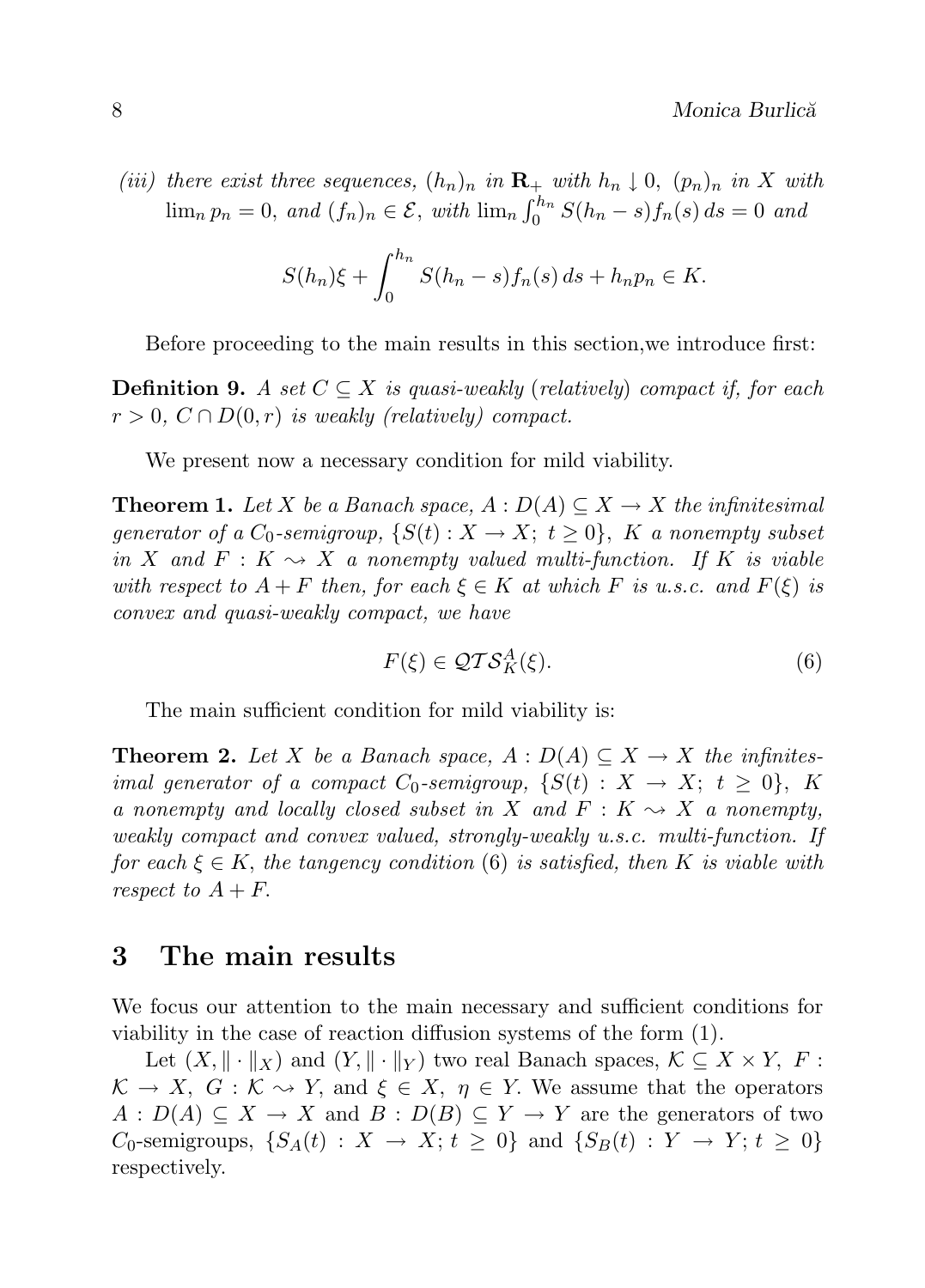*(iii) there exist three sequences, $(h_n)_n$ in $\mathbf{R}_+$ with $h_n \downarrow 0$, $(p_n)_n$ in $X$ with $\lim_n p_n = 0$, and $(f_n)_n \in \mathcal{E}$, with $\lim_n \int_0^{h_n} S(h_n - s) f_n(s)\, ds = 0$ and*

$$S(h_n)\xi + \int_0^{h_n} S(h_n - s) f_n(s)\, ds + h_n p_n \in K.$$

Before proceeding to the main results in this section,we introduce first:

**Definition 9.** *A set $C \subseteq X$ is quasi-weakly (relatively) compact if, for each $r > 0$, $C \cap D(0, r)$ is weakly (relatively) compact.*

We present now a necessary condition for mild viability.

**Theorem 1.** *Let $X$ be a Banach space, $A : D(A) \subseteq X \to X$ the infinitesimal generator of a $C_0$-semigroup, $\{S(t) : X \to X;\ t \geq 0\}$, $K$ a nonempty subset in $X$ and $F : K \rightsquigarrow X$ a nonempty valued multi-function. If $K$ is viable with respect to $A + F$ then, for each $\xi \in K$ at which $F$ is u.s.c. and $F(\xi)$ is convex and quasi-weakly compact, we have*

$$F(\xi) \in \mathcal{QTS}_K^A(\xi). \tag{6}$$

The main sufficient condition for mild viability is:

**Theorem 2.** *Let $X$ be a Banach space, $A : D(A) \subseteq X \to X$ the infinitesimal generator of a compact $C_0$-semigroup, $\{S(t) : X \to X;\ t \geq 0\}$, $K$ a nonempty and locally closed subset in $X$ and $F : K \rightsquigarrow X$ a nonempty, weakly compact and convex valued, strongly-weakly u.s.c. multi-function. If for each $\xi \in K$, the tangency condition (6) is satisfied, then $K$ is viable with respect to $A + F$.*

## 3 The main results

We focus our attention to the main necessary and sufficient conditions for viability in the case of reaction diffusion systems of the form (1).

Let $(X, \|\cdot\|_X)$ and $(Y, \|\cdot\|_Y)$ two real Banach spaces, $\mathcal{K} \subseteq X \times Y$, $F : \mathcal{K} \to X$, $G : \mathcal{K} \rightsquigarrow Y$, and $\xi \in X$, $\eta \in Y$. We assume that the operators $A : D(A) \subseteq X \to X$ and $B : D(B) \subseteq Y \to Y$ are the generators of two $C_0$-semigroups, $\{S_A(t) : X \to X; t \geq 0\}$ and $\{S_B(t) : Y \to Y; t \geq 0\}$ respectively.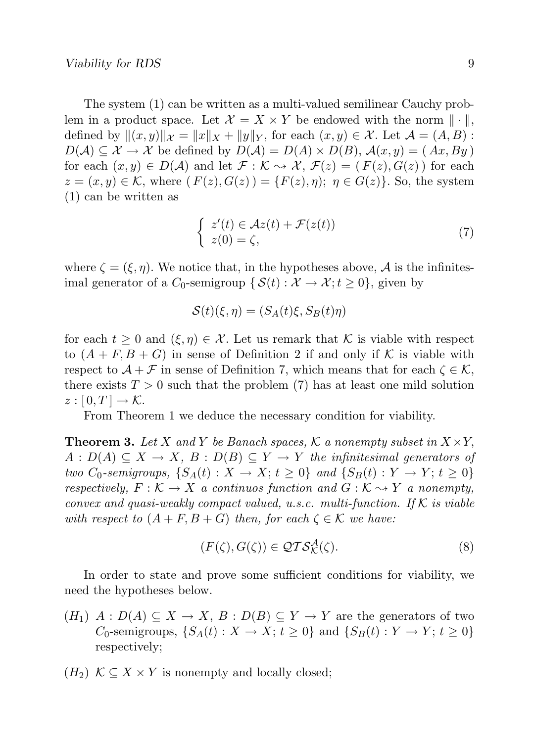The system (1) can be written as a multi-valued semilinear Cauchy problem in a product space. Let $\mathcal{X} = X \times Y$ be endowed with the norm $\|\cdot\|$, defined by $\|(x,y)\|_{\mathcal{X}} = \|x\|_X + \|y\|_Y$, for each $(x,y) \in \mathcal{X}$. Let $\mathcal{A} = (A,B) : D(\mathcal{A}) \subseteq \mathcal{X} \to \mathcal{X}$ be defined by $D(\mathcal{A}) = D(A) \times D(B)$, $\mathcal{A}(x,y) = (\,Ax, By\,)$ for each $(x,y) \in D(\mathcal{A})$ and let $\mathcal{F} : \mathcal{K} \rightsquigarrow \mathcal{X}$, $\mathcal{F}(z) = (\,F(z), G(z)\,)$ for each $z = (x,y) \in \mathcal{K}$, where $(\,F(z), G(z)\,) = \{F(z), \eta);\ \eta \in G(z)\}$. So, the system (1) can be written as

$$\left\{ \begin{array}{l} z'(t) \in \mathcal{A}z(t) + \mathcal{F}(z(t)) \\ z(0) = \zeta, \end{array} \right. \tag{7}$$

where $\zeta = (\xi, \eta)$. We notice that, in the hypotheses above, $\mathcal{A}$ is the infinitesimal generator of a $C_0$-semigroup $\{\,\mathcal{S}(t) : \mathcal{X} \to \mathcal{X}; t \geq 0\}$, given by

$$\mathcal{S}(t)(\xi, \eta) = (S_A(t)\xi, S_B(t)\eta)$$

for each $t \geq 0$ and $(\xi, \eta) \in \mathcal{X}$. Let us remark that $\mathcal{K}$ is viable with respect to $(A + F, B + G)$ in sense of Definition 2 if and only if $\mathcal{K}$ is viable with respect to $\mathcal{A} + \mathcal{F}$ in sense of Definition 7, which means that for each $\zeta \in \mathcal{K}$, there exists $T > 0$ such that the problem (7) has at least one mild solution $z : [\,0, T\,] \to \mathcal{K}$.

From Theorem 1 we deduce the necessary condition for viability.

**Theorem 3.** *Let $X$ and $Y$ be Banach spaces, $\mathcal{K}$ a nonempty subset in $X \times Y$, $A : D(A) \subseteq X \to X$, $B : D(B) \subseteq Y \to Y$ the infinitesimal generators of two $C_0$-semigroups, $\{S_A(t) : X \to X;\, t \geq 0\}$ and $\{S_B(t) : Y \to Y;\, t \geq 0\}$ respectively, $F : \mathcal{K} \to X$ a continuos function and $G : \mathcal{K} \rightsquigarrow Y$ a nonempty, convex and quasi-weakly compact valued, u.s.c. multi-function. If $\mathcal{K}$ is viable with respect to $(A + F, B + G)$ then, for each $\zeta \in \mathcal{K}$ we have:*

$$(F(\zeta), G(\zeta)) \in \mathcal{QTS}^{\mathcal{A}}_{\mathcal{K}}(\zeta). \tag{8}$$

In order to state and prove some sufficient conditions for viability, we need the hypotheses below.

- $(H_1)$ $A : D(A) \subseteq X \to X$, $B : D(B) \subseteq Y \to Y$ are the generators of two $C_0$-semigroups, $\{S_A(t) : X \to X;\, t \geq 0\}$ and $\{S_B(t) : Y \to Y;\, t \geq 0\}$ respectively;

- $(H_2)$ $\mathcal{K} \subseteq X \times Y$ is nonempty and locally closed;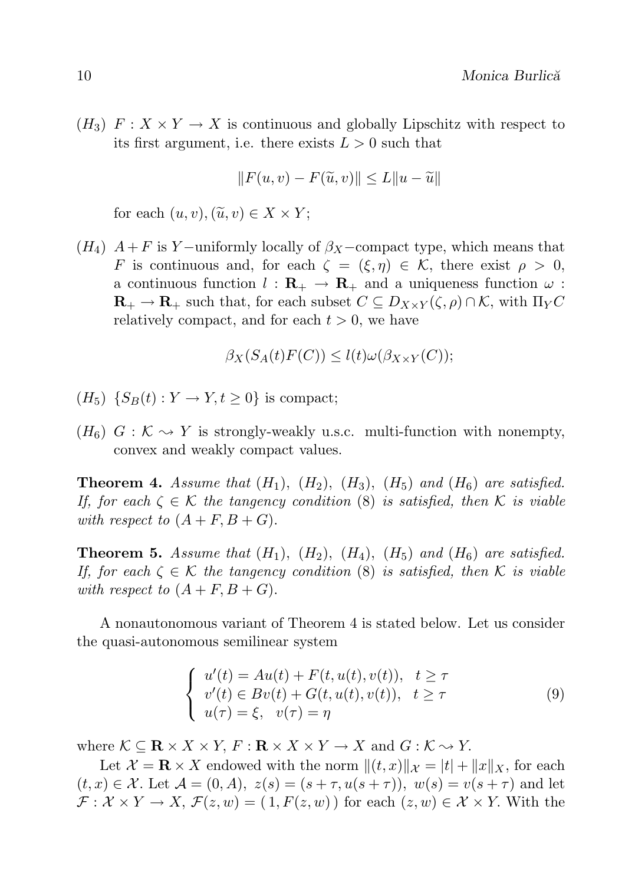($H_3$) $F : X \times Y \to X$ is continuous and globally Lipschitz with respect to its first argument, i.e. there exists $L > 0$ such that

$$\|F(u,v) - F(\widetilde{u},v)\| \leq L\|u - \widetilde{u}\|$$

for each $(u,v), (\widetilde{u},v) \in X \times Y$;

($H_4$) $A + F$ is $Y$−uniformly locally of $\beta_X$−compact type, which means that $F$ is continuous and, for each $\zeta = (\xi, \eta) \in \mathcal{K}$, there exist $\rho > 0$, a continuous function $l : \mathbf{R}_+ \to \mathbf{R}_+$ and a uniqueness function $\omega : \mathbf{R}_+ \to \mathbf{R}_+$ such that, for each subset $C \subseteq D_{X\times Y}(\zeta, \rho) \cap \mathcal{K}$, with $\Pi_Y C$ relatively compact, and for each $t > 0$, we have

$$\beta_X(S_A(t)F(C)) \leq l(t)\omega(\beta_{X\times Y}(C));$$

($H_5$) $\{S_B(t) : Y \to Y, t \geq 0\}$ is compact;

($H_6$) $G : \mathcal{K} \rightsquigarrow Y$ is strongly-weakly u.s.c. multi-function with nonempty, convex and weakly compact values.

**Theorem 4.** *Assume that ($H_1$), ($H_2$), ($H_3$), ($H_5$) and ($H_6$) are satisfied. If, for each $\zeta \in \mathcal{K}$ the tangency condition (8) is satisfied, then $\mathcal{K}$ is viable with respect to $(A + F, B + G)$.*

**Theorem 5.** *Assume that ($H_1$), ($H_2$), ($H_4$), ($H_5$) and ($H_6$) are satisfied. If, for each $\zeta \in \mathcal{K}$ the tangency condition (8) is satisfied, then $\mathcal{K}$ is viable with respect to $(A + F, B + G)$.*

A nonautonomous variant of Theorem 4 is stated below. Let us consider the quasi-autonomous semilinear system

$$\begin{cases} u'(t) = Au(t) + F(t, u(t), v(t)), & t \geq \tau \\ v'(t) \in Bv(t) + G(t, u(t), v(t)), & t \geq \tau \\ u(\tau) = \xi, \quad v(\tau) = \eta \end{cases} \tag{9}$$

where $\mathcal{K} \subseteq \mathbf{R} \times X \times Y$, $F : \mathbf{R} \times X \times Y \to X$ and $G : \mathcal{K} \rightsquigarrow Y$.

Let $\mathcal{X} = \mathbf{R} \times X$ endowed with the norm $\|(t,x)\|_{\mathcal{X}} = |t| + \|x\|_X$, for each $(t,x) \in \mathcal{X}$. Let $\mathcal{A} = (0, A)$, $z(s) = (s + \tau, u(s + \tau))$, $w(s) = v(s + \tau)$ and let $\mathcal{F} : \mathcal{X} \times Y \to X$, $\mathcal{F}(z,w) = (\, 1, F(z,w)\, )$ for each $(z,w) \in \mathcal{X} \times Y$. With the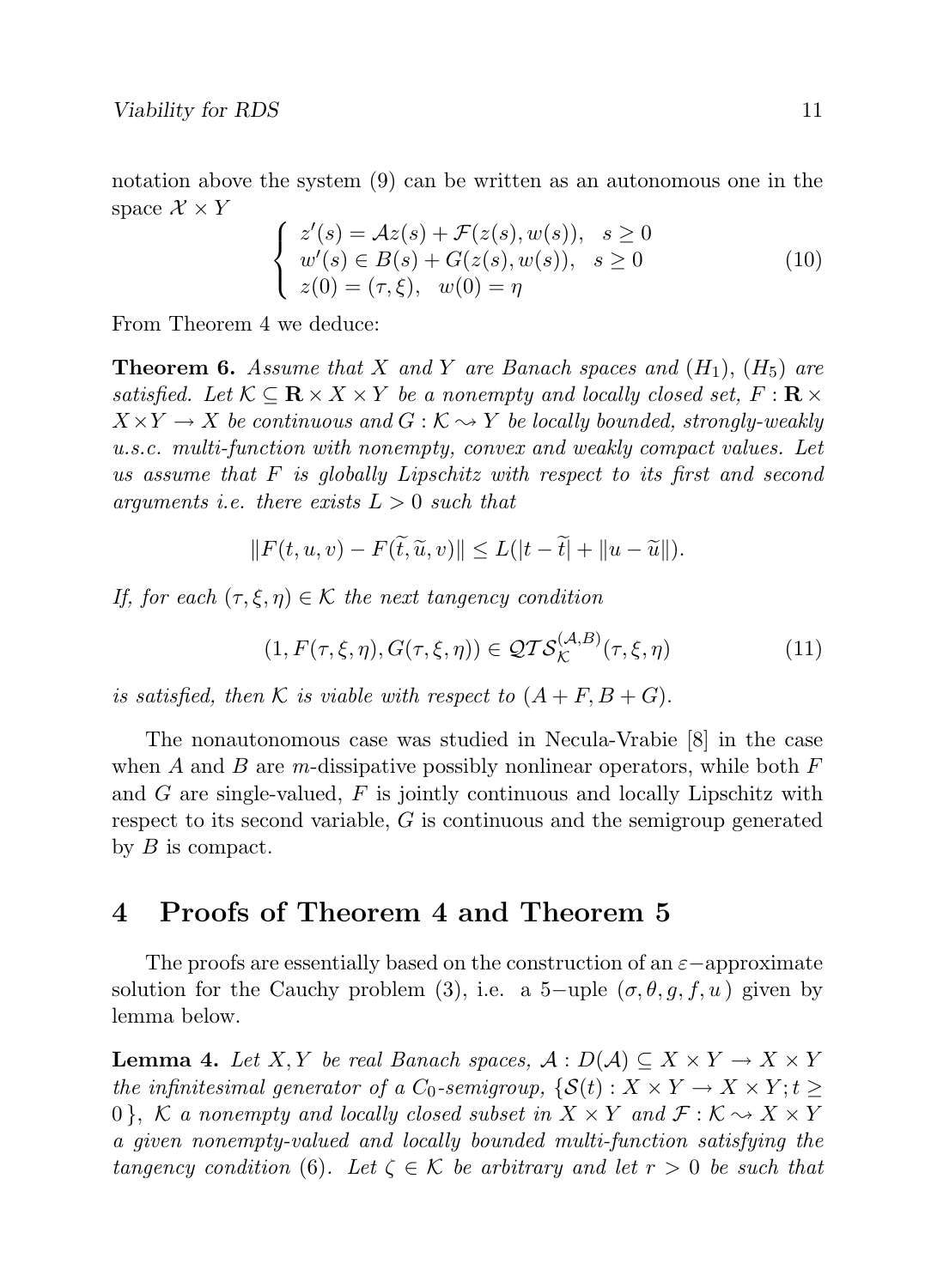notation above the system (9) can be written as an autonomous one in the space $\mathcal{X} \times Y$

$$
\begin{cases} z'(s) = \mathcal{A}z(s) + \mathcal{F}(z(s), w(s)), \quad s \geq 0 \\ w'(s) \in B(s) + G(z(s), w(s)), \quad s \geq 0 \\ z(0) = (\tau, \xi), \quad w(0) = \eta \end{cases} \tag{10}
$$

From Theorem 4 we deduce:

**Theorem 6.** *Assume that $X$ and $Y$ are Banach spaces and $(H_1)$, $(H_5)$ are satisfied. Let $\mathcal{K} \subseteq \mathbf{R} \times X \times Y$ be a nonempty and locally closed set, $F : \mathbf{R} \times X \times Y \to X$ be continuous and $G : \mathcal{K} \rightsquigarrow Y$ be locally bounded, strongly-weakly u.s.c. multi-function with nonempty, convex and weakly compact values. Let us assume that $F$ is globally Lipschitz with respect to its first and second arguments i.e. there exists $L > 0$ such that*

$$
\|F(t, u, v) - F(\widetilde{t}, \widetilde{u}, v)\| \leq L(|t - \widetilde{t}| + \|u - \widetilde{u}\|).
$$

*If, for each $(\tau, \xi, \eta) \in \mathcal{K}$ the next tangency condition*

$$
(1, F(\tau, \xi, \eta), G(\tau, \xi, \eta)) \in \mathcal{QTS}_{\mathcal{K}}^{(\mathcal{A}, B)}(\tau, \xi, \eta) \tag{11}
$$

*is satisfied, then $\mathcal{K}$ is viable with respect to $(A + F, B + G)$.*

The nonautonomous case was studied in Necula-Vrabie [8] in the case when $A$ and $B$ are $m$-dissipative possibly nonlinear operators, while both $F$ and $G$ are single-valued, $F$ is jointly continuous and locally Lipschitz with respect to its second variable, $G$ is continuous and the semigroup generated by $B$ is compact.

## 4 Proofs of Theorem 4 and Theorem 5

The proofs are essentially based on the construction of an $\varepsilon-$approximate solution for the Cauchy problem (3), i.e. a $5-$uple $(\sigma, \theta, g, f, u)$ given by lemma below.

**Lemma 4.** *Let $X, Y$ be real Banach spaces, $\mathcal{A} : D(\mathcal{A}) \subseteq X \times Y \to X \times Y$ the infinitesimal generator of a $C_0$-semigroup, $\{\mathcal{S}(t) : X \times Y \to X \times Y; t \geq 0\}$, $\mathcal{K}$ a nonempty and locally closed subset in $X \times Y$ and $\mathcal{F} : \mathcal{K} \rightsquigarrow X \times Y$ a given nonempty-valued and locally bounded multi-function satisfying the tangency condition (6). Let $\zeta \in \mathcal{K}$ be arbitrary and let $r > 0$ be such that*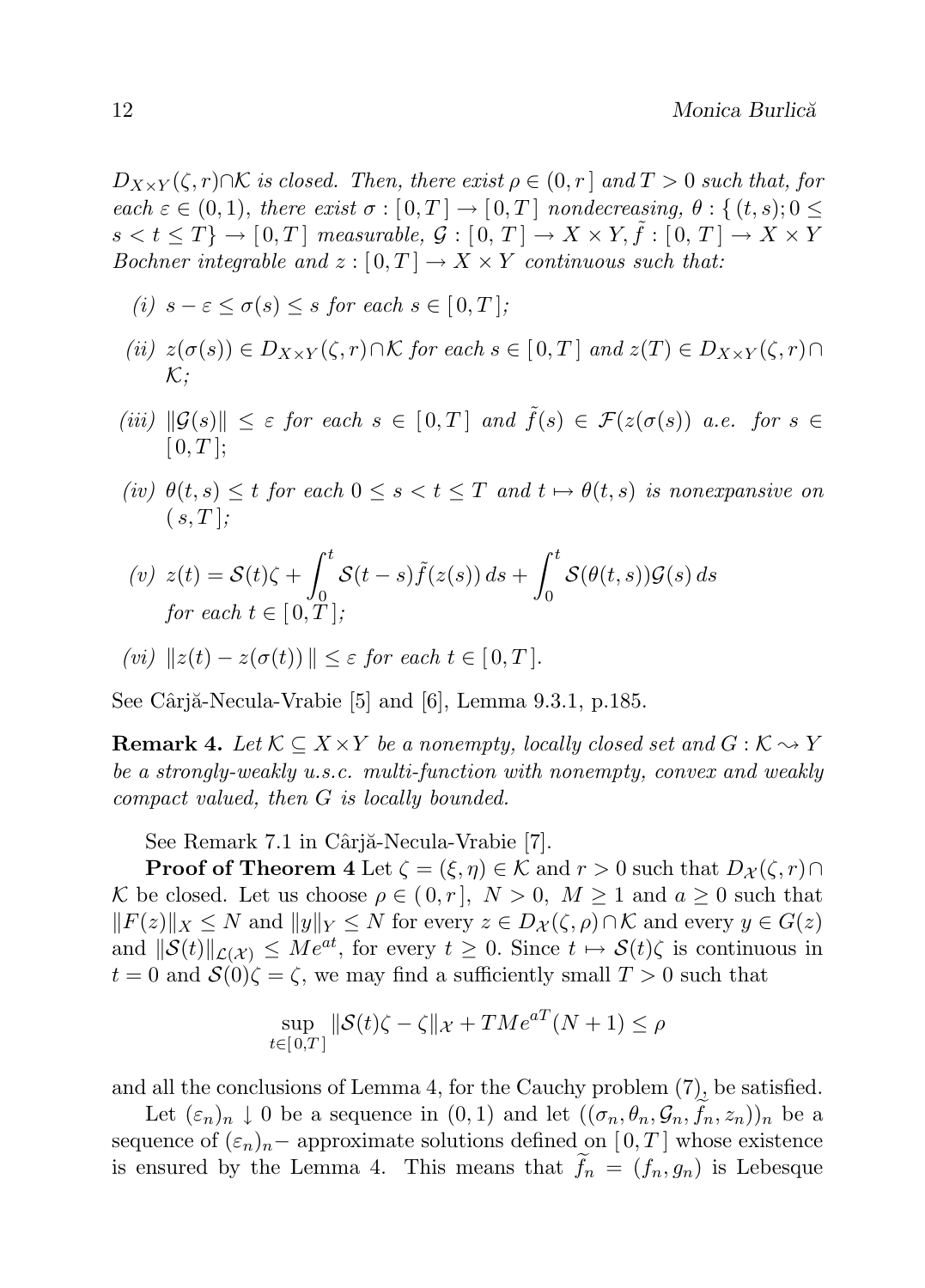$D_{X\times Y}(\zeta, r)\cap\mathcal{K}$ *is closed. Then, there exist* $\rho \in (0, r\,]$ *and* $T > 0$ *such that, for each* $\varepsilon \in (0, 1)$, *there exist* $\sigma : [\,0, T\,] \to [\,0, T\,]$ *nondecreasing,* $\theta : \{\,(t, s); 0 \le s < t \le T\} \to [\,0, T\,]$ *measurable,* $\mathcal{G} : [\,0,\, T\,] \to X \times Y, \tilde{f} : [\,0, T\,] \to X \times Y$ *Bochner integrable and* $z : [\,0, T\,] \to X \times Y$ *continuous such that:*

*(i)* $s - \varepsilon \le \sigma(s) \le s$ *for each* $s \in [\,0, T\,]$*;*

*(ii)* $z(\sigma(s)) \in D_{X\times Y}(\zeta, r)\cap\mathcal{K}$ *for each* $s \in [\,0, T\,]$ *and* $z(T) \in D_{X\times Y}(\zeta, r)\cap\mathcal{K}$*;*

*(iii)* $\|\mathcal{G}(s)\| \le \varepsilon$ *for each* $s \in [\,0, T\,]$ *and* $\tilde{f}(s) \in \mathcal{F}(z(\sigma(s))$ *a.e. for* $s \in [\,0, T\,]$;

*(iv)* $\theta(t, s) \le t$ *for each* $0 \le s < t \le T$ *and* $t \mapsto \theta(t, s)$ *is nonexpansive on* $(\,s, T\,]$*;*

*(v)* $z(t) = \mathcal{S}(t)\zeta + \displaystyle\int_0^t \mathcal{S}(t-s)\tilde{f}(z(s))\,ds + \int_0^t \mathcal{S}(\theta(t, s))\mathcal{G}(s)\,ds$ *for each* $t \in [\,0, T\,]$*;*

*(vi)* $\|z(t) - z(\sigma(t))\,\| \le \varepsilon$ *for each* $t \in [\,0, T\,]$.

See Cârjă-Necula-Vrabie [5] and [6], Lemma 9.3.1, p.185.

**Remark 4.** *Let* $\mathcal{K} \subseteq X\times Y$ *be a nonempty, locally closed set and* $G : \mathcal{K} \rightsquigarrow Y$ *be a strongly-weakly u.s.c. multi-function with nonempty, convex and weakly compact valued, then* $G$ *is locally bounded.*

See Remark 7.1 in Cârjă-Necula-Vrabie [7].

**Proof of Theorem 4** Let $\zeta = (\xi, \eta) \in \mathcal{K}$ and $r > 0$ such that $D_{\mathcal{X}}(\zeta, r)\cap\mathcal{K}$ be closed. Let us choose $\rho \in (\,0, r\,],\ N > 0,\ M \ge 1$ and $a \ge 0$ such that $\|F(z)\|_X \le N$ and $\|y\|_Y \le N$ for every $z \in D_{\mathcal{X}}(\zeta, \rho)\cap\mathcal{K}$ and every $y \in G(z)$ and $\|\mathcal{S}(t)\|_{\mathcal{L}(\mathcal{X})} \le Me^{at}$, for every $t \ge 0$. Since $t \mapsto \mathcal{S}(t)\zeta$ is continuous in $t = 0$ and $\mathcal{S}(0)\zeta = \zeta$, we may find a sufficiently small $T > 0$ such that

$$\sup_{t\in[\,0,T\,]} \|\mathcal{S}(t)\zeta - \zeta\|_{\mathcal{X}} + TMe^{aT}(N+1) \le \rho$$

and all the conclusions of Lemma 4, for the Cauchy problem (7), be satisfied.

Let $(\varepsilon_n)_n \downarrow 0$ be a sequence in $(0, 1)$ and let $((\sigma_n, \theta_n, \mathcal{G}_n, \widetilde{f}_n, z_n))_n$ be a sequence of $(\varepsilon_n)_n-$ approximate solutions defined on $[\,0, T\,]$ whose existence is ensured by the Lemma 4. This means that $\widetilde{f}_n = (f_n, g_n)$ is Lebesque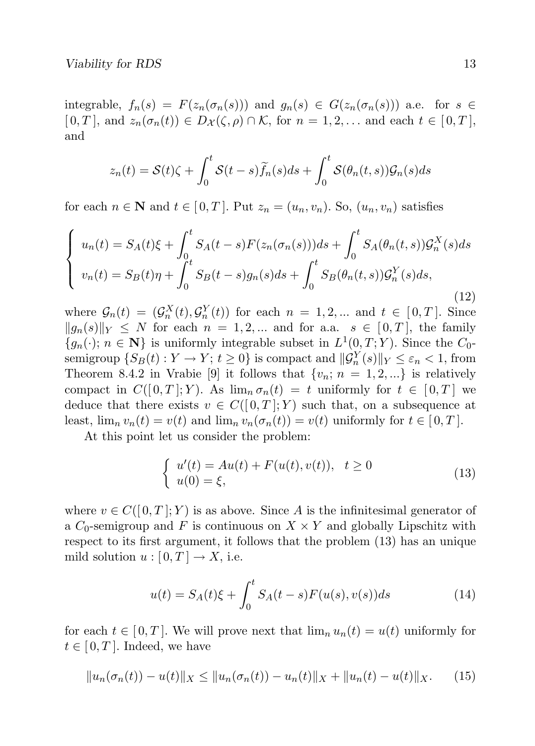integrable, $f_n(s) = F(z_n(\sigma_n(s)))$ and $g_n(s) \in G(z_n(\sigma_n(s)))$ a.e. for $s \in [0,T]$, and $z_n(\sigma_n(t)) \in D_{\mathcal{X}}(\zeta,\rho) \cap \mathcal{K}$, for $n = 1,2,\dots$ and each $t \in [0,T]$, and

$$z_n(t) = \mathcal{S}(t)\zeta + \int_0^t \mathcal{S}(t-s)\widetilde{f}_n(s)ds + \int_0^t \mathcal{S}(\theta_n(t,s))\mathcal{G}_n(s)ds$$

for each $n \in \mathbf{N}$ and $t \in [0,T]$. Put $z_n = (u_n, v_n)$. So, $(u_n, v_n)$ satisfies

$$\left\{ \begin{array}{l} u_n(t) = S_A(t)\xi + \displaystyle\int_0^t S_A(t-s)F(z_n(\sigma_n(s)))ds + \int_0^t S_A(\theta_n(t,s))\mathcal{G}_n^X(s)ds \\ v_n(t) = S_B(t)\eta + \displaystyle\int_0^t S_B(t-s)g_n(s)ds + \int_0^t S_B(\theta_n(t,s))\mathcal{G}_n^Y(s)ds, \end{array} \right. \tag{12}$$

where $\mathcal{G}_n(t) = (\mathcal{G}_n^X(t), \mathcal{G}_n^Y(t))$ for each $n = 1,2,\dots$ and $t \in [0,T]$. Since $\|g_n(s)\|_Y \leq N$ for each $n = 1,2,\dots$ and for a.a. $s \in [0,T]$, the family $\{g_n(\cdot);\, n \in \mathbf{N}\}$ is uniformly integrable subset in $L^1(0,T;Y)$. Since the $C_0$-semigroup $\{S_B(t) : Y \to Y;\, t \geq 0\}$ is compact and $\|\mathcal{G}_n^Y(s)\|_Y \leq \varepsilon_n < 1$, from Theorem 8.4.2 in Vrabie [9] it follows that $\{v_n;\, n = 1,2,\dots\}$ is relatively compact in $C([0,T];Y)$. As $\lim_n \sigma_n(t) = t$ uniformly for $t \in [0,T]$ we deduce that there exists $v \in C([0,T];Y)$ such that, on a subsequence at least, $\lim_n v_n(t) = v(t)$ and $\lim_n v_n(\sigma_n(t)) = v(t)$ uniformly for $t \in [0,T]$.

At this point let us consider the problem:

$$\left\{ \begin{array}{l} u'(t) = Au(t) + F(u(t), v(t)), \quad t \geq 0 \\ u(0) = \xi, \end{array} \right. \tag{13}$$

where $v \in C([0,T];Y)$ is as above. Since $A$ is the infinitesimal generator of a $C_0$-semigroup and $F$ is continuous on $X \times Y$ and globally Lipschitz with respect to its first argument, it follows that the problem (13) has an unique mild solution $u : [0,T] \to X$, i.e.

$$u(t) = S_A(t)\xi + \int_0^t S_A(t-s)F(u(s), v(s))ds \tag{14}$$

for each $t \in [0,T]$. We will prove next that $\lim_n u_n(t) = u(t)$ uniformly for $t \in [0,T]$. Indeed, we have

$$\|u_n(\sigma_n(t)) - u(t)\|_X \leq \|u_n(\sigma_n(t)) - u_n(t)\|_X + \|u_n(t) - u(t)\|_X. \tag{15}$$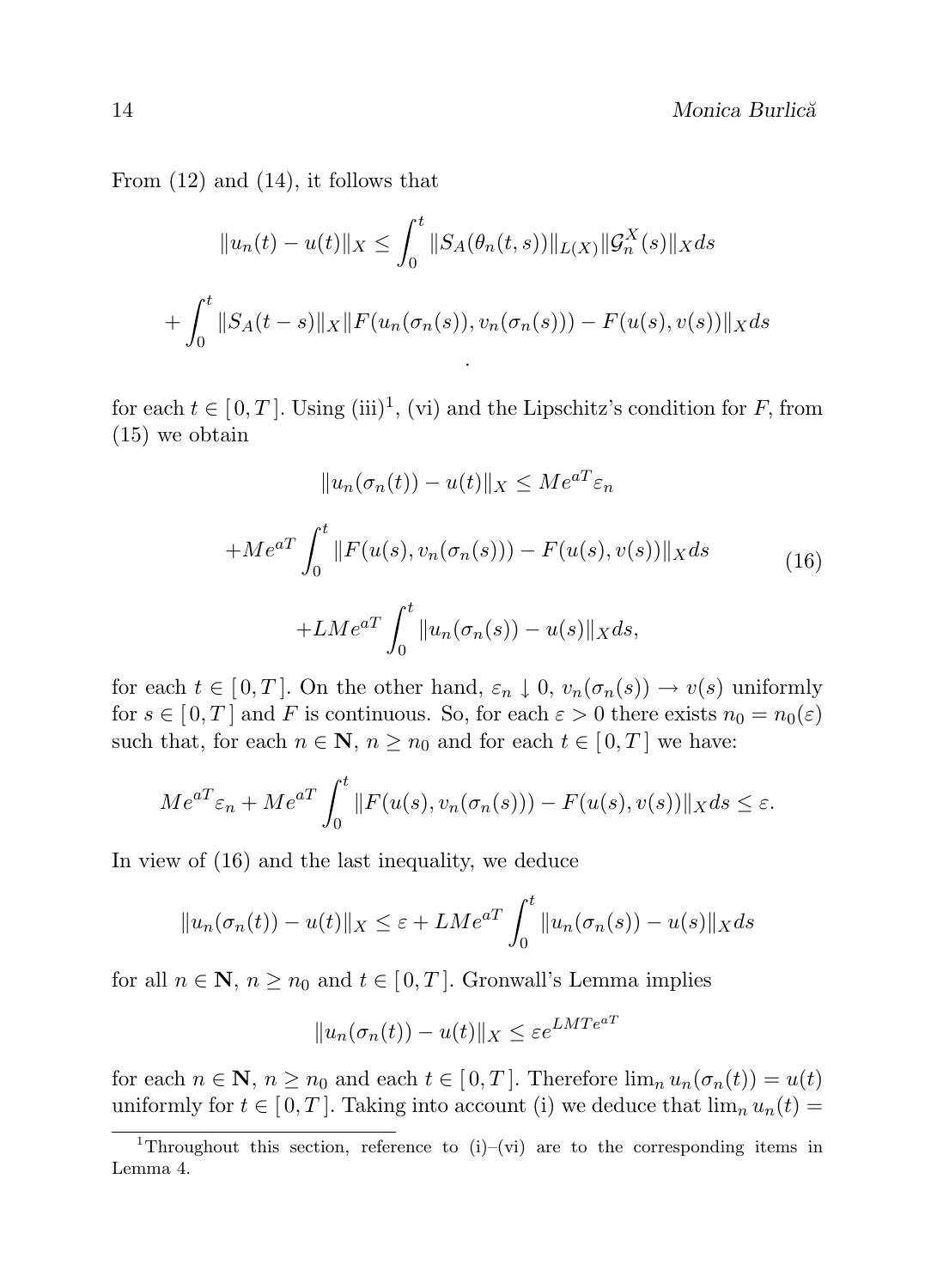From (12) and (14), it follows that

$$\|u_n(t) - u(t)\|_X \leq \int_0^t \|S_A(\theta_n(t,s))\|_{L(X)} \|\mathcal{G}_n^X(s)\|_X ds$$

$$+ \int_0^t \|S_A(t-s)\|_X \|F(u_n(\sigma_n(s)), v_n(\sigma_n(s))) - F(u(s), v(s))\|_X ds$$

for each $t \in [0,T]$. Using (iii)[1], (vi) and the Lipschitz's condition for $F$, from (15) we obtain

$$\begin{aligned} \|u_n(\sigma_n(t)) - u(t)\|_X &\leq Me^{aT}\varepsilon_n \\ + Me^{aT} \int_0^t \|F(u(s), v_n(\sigma_n(s))) &- F(u(s), v(s))\|_X ds \\ + LMe^{aT} \int_0^t \|u_n(\sigma_n(s)) &- u(s)\|_X ds, \end{aligned} \tag{16}$$

for each $t \in [0,T]$. On the other hand, $\varepsilon_n \downarrow 0$, $v_n(\sigma_n(s)) \to v(s)$ uniformly for $s \in [0,T]$ and $F$ is continuous. So, for each $\varepsilon > 0$ there exists $n_0 = n_0(\varepsilon)$ such that, for each $n \in \mathbf{N}$, $n \geq n_0$ and for each $t \in [0,T]$ we have:

$$Me^{aT}\varepsilon_n + Me^{aT} \int_0^t \|F(u(s), v_n(\sigma_n(s))) - F(u(s), v(s))\|_X ds \leq \varepsilon.$$

In view of (16) and the last inequality, we deduce

$$\|u_n(\sigma_n(t)) - u(t)\|_X \leq \varepsilon + LMe^{aT} \int_0^t \|u_n(\sigma_n(s)) - u(s)\|_X ds$$

for all $n \in \mathbf{N}$, $n \geq n_0$ and $t \in [0,T]$. Gronwall's Lemma implies

$$\|u_n(\sigma_n(t)) - u(t)\|_X \leq \varepsilon e^{LMTe^{aT}}$$

for each $n \in \mathbf{N}$, $n \geq n_0$ and each $t \in [0,T]$. Therefore $\lim_n u_n(\sigma_n(t)) = u(t)$ uniformly for $t \in [0,T]$. Taking into account (i) we deduce that $\lim_n u_n(t) =$

[1]Throughout this section, reference to (i)–(vi) are to the corresponding items in Lemma 4.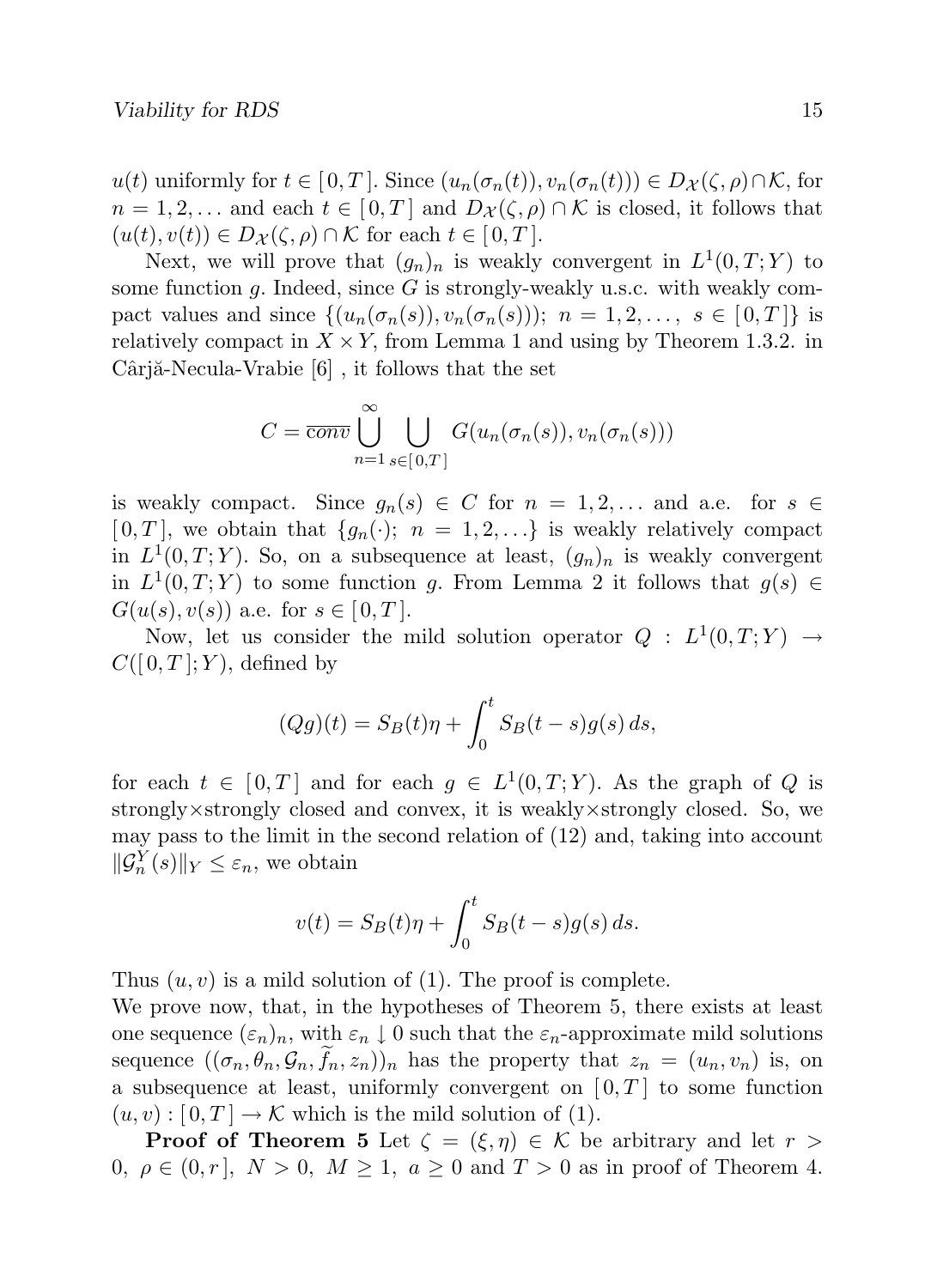$u(t)$ uniformly for $t \in [0, T]$. Since $(u_n(\sigma_n(t)), v_n(\sigma_n(t))) \in D_{\mathcal{X}}(\zeta, \rho) \cap \mathcal{K}$, for $n = 1, 2, \ldots$ and each $t \in [0, T]$ and $D_{\mathcal{X}}(\zeta, \rho) \cap \mathcal{K}$ is closed, it follows that $(u(t), v(t)) \in D_{\mathcal{X}}(\zeta, \rho) \cap \mathcal{K}$ for each $t \in [0, T]$.

Next, we will prove that $(g_n)_n$ is weakly convergent in $L^1(0, T; Y)$ to some function $g$. Indeed, since $G$ is strongly-weakly u.s.c. with weakly compact values and since $\{(u_n(\sigma_n(s)), v_n(\sigma_n(s)));\ n = 1, 2, \ldots,\ s \in [0, T]\}$ is relatively compact in $X \times Y$, from Lemma 1 and using by Theorem 1.3.2. in Cârjă-Necula-Vrabie [6] , it follows that the set

$$C = \overline{conv} \bigcup_{n=1}^{\infty} \bigcup_{s \in [0,T]} G(u_n(\sigma_n(s)), v_n(\sigma_n(s)))$$

is weakly compact. Since $g_n(s) \in C$ for $n = 1, 2, \ldots$ and a.e. for $s \in [0, T]$, we obtain that $\{g_n(\cdot);\ n = 1, 2, \ldots\}$ is weakly relatively compact in $L^1(0, T; Y)$. So, on a subsequence at least, $(g_n)_n$ is weakly convergent in $L^1(0, T; Y)$ to some function $g$. From Lemma 2 it follows that $g(s) \in G(u(s), v(s))$ a.e. for $s \in [0, T]$.

Now, let us consider the mild solution operator $Q : L^1(0, T; Y) \to C([0, T]; Y)$, defined by

$$(Qg)(t) = S_B(t)\eta + \int_0^t S_B(t-s)g(s)\, ds,$$

for each $t \in [0, T]$ and for each $g \in L^1(0, T; Y)$. As the graph of $Q$ is strongly×strongly closed and convex, it is weakly×strongly closed. So, we may pass to the limit in the second relation of (12) and, taking into account $\|\mathcal{G}_n^Y(s)\|_Y \leq \varepsilon_n$, we obtain

$$v(t) = S_B(t)\eta + \int_0^t S_B(t-s)g(s)\, ds.$$

Thus $(u, v)$ is a mild solution of (1). The proof is complete.
We prove now, that, in the hypotheses of Theorem 5, there exists at least one sequence $(\varepsilon_n)_n$, with $\varepsilon_n \downarrow 0$ such that the $\varepsilon_n$-approximate mild solutions sequence $((\sigma_n, \theta_n, \mathcal{G}_n, \widetilde{f}_n, z_n))_n$ has the property that $z_n = (u_n, v_n)$ is, on a subsequence at least, uniformly convergent on $[0, T]$ to some function $(u, v) : [0, T] \to \mathcal{K}$ which is the mild solution of (1).

**Proof of Theorem 5** Let $\zeta = (\xi, \eta) \in \mathcal{K}$ be arbitrary and let $r > 0,\ \rho \in (0, r],\ N > 0,\ M \geq 1,\ a \geq 0$ and $T > 0$ as in proof of Theorem 4.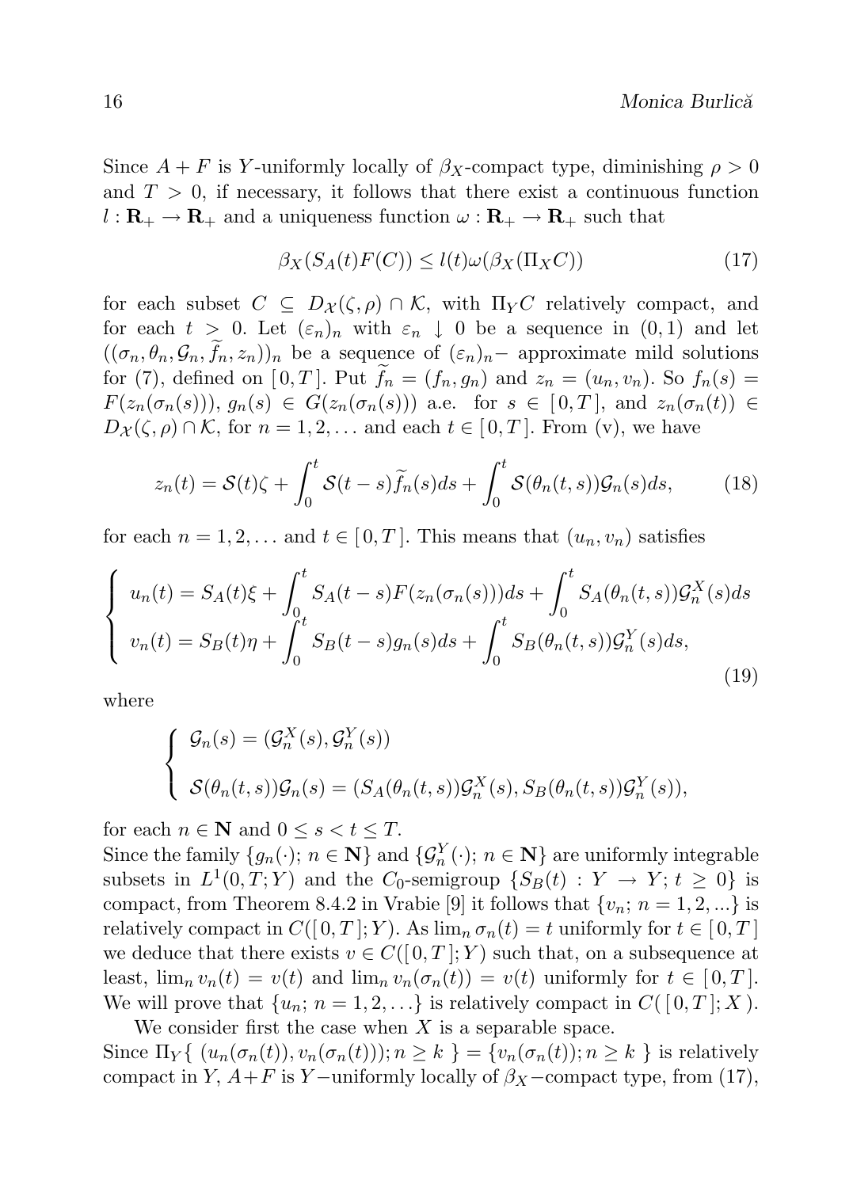Since $A + F$ is $Y$-uniformly locally of $\beta_X$-compact type, diminishing $\rho > 0$ and $T > 0$, if necessary, it follows that there exist a continuous function $l : \mathbf{R}_+ \to \mathbf{R}_+$ and a uniqueness function $\omega : \mathbf{R}_+ \to \mathbf{R}_+$ such that

$$\beta_X(S_A(t)F(C)) \leq l(t)\omega(\beta_X(\Pi_X C)) \tag{17}$$

for each subset $C \subseteq D_{\mathcal{X}}(\zeta, \rho) \cap \mathcal{K}$, with $\Pi_Y C$ relatively compact, and for each $t > 0$. Let $(\varepsilon_n)_n$ with $\varepsilon_n \downarrow 0$ be a sequence in $(0, 1)$ and let $((\sigma_n, \theta_n, \mathcal{G}_n, \widetilde{f}_n, z_n))_n$ be a sequence of $(\varepsilon_n)_n-$ approximate mild solutions for (7), defined on $[\,0, T\,]$. Put $\widetilde{f}_n = (f_n, g_n)$ and $z_n = (u_n, v_n)$. So $f_n(s) = F(z_n(\sigma_n(s)))$, $g_n(s) \in G(z_n(\sigma_n(s)))$ a.e. for $s \in [\,0, T\,]$, and $z_n(\sigma_n(t)) \in D_{\mathcal{X}}(\zeta, \rho) \cap \mathcal{K}$, for $n = 1, 2, \ldots$ and each $t \in [\,0, T\,]$. From (v), we have

$$z_n(t) = \mathcal{S}(t)\zeta + \int_0^t \mathcal{S}(t-s)\widetilde{f}_n(s)ds + \int_0^t \mathcal{S}(\theta_n(t,s))\mathcal{G}_n(s)ds, \tag{18}$$

for each $n = 1, 2, \ldots$ and $t \in [\,0, T\,]$. This means that $(u_n, v_n)$ satisfies

$$\begin{cases} u_n(t) = S_A(t)\xi + \displaystyle\int_0^t S_A(t-s)F(z_n(\sigma_n(s)))ds + \int_0^t S_A(\theta_n(t,s))\mathcal{G}_n^X(s)ds \\ v_n(t) = S_B(t)\eta + \displaystyle\int_0^t S_B(t-s)g_n(s)ds + \int_0^t S_B(\theta_n(t,s))\mathcal{G}_n^Y(s)ds, \end{cases} \tag{19}$$

where

$$\begin{cases} \mathcal{G}_n(s) = (\mathcal{G}_n^X(s), \mathcal{G}_n^Y(s)) \\ \mathcal{S}(\theta_n(t,s))\mathcal{G}_n(s) = (S_A(\theta_n(t,s))\mathcal{G}_n^X(s), S_B(\theta_n(t,s))\mathcal{G}_n^Y(s)), \end{cases}$$

for each $n \in \mathbf{N}$ and $0 \leq s < t \leq T$.
Since the family $\{g_n(\cdot);\, n \in \mathbf{N}\}$ and $\{\mathcal{G}_n^Y(\cdot);\, n \in \mathbf{N}\}$ are uniformly integrable subsets in $L^1(0, T; Y)$ and the $C_0$-semigroup $\{S_B(t) : Y \to Y;\, t \geq 0\}$ is compact, from Theorem 8.4.2 in Vrabie [9] it follows that $\{v_n;\, n = 1, 2, ...\}$ is relatively compact in $C([\,0, T\,]; Y)$. As $\lim_n \sigma_n(t) = t$ uniformly for $t \in [\,0, T\,]$ we deduce that there exists $v \in C([\,0, T\,]; Y)$ such that, on a subsequence at least, $\lim_n v_n(t) = v(t)$ and $\lim_n v_n(\sigma_n(t)) = v(t)$ uniformly for $t \in [\,0, T\,]$. We will prove that $\{u_n;\, n = 1, 2, \ldots\}$ is relatively compact in $C(\,[\,0, T\,]; X\,)$.

We consider first the case when $X$ is a separable space.
Since $\Pi_Y\{\,(u_n(\sigma_n(t)), v_n(\sigma_n(t))); n \geq k\,\} = \{v_n(\sigma_n(t)); n \geq k\,\}$ is relatively compact in $Y$, $A + F$ is $Y-$uniformly locally of $\beta_X-$compact type, from (17),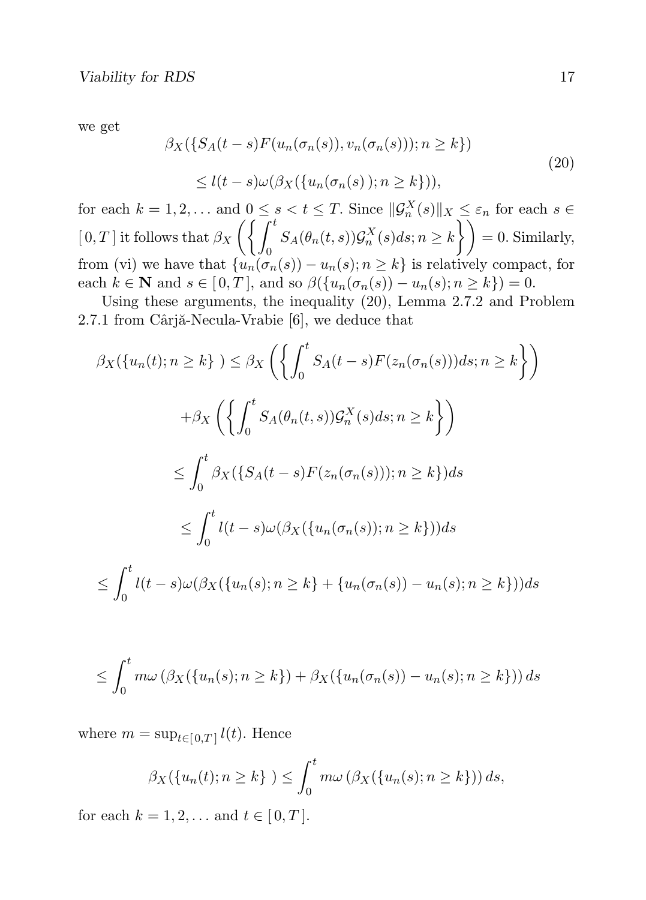we get

$$
\begin{aligned}
&\beta_X(\{S_A(t-s)F(u_n(\sigma_n(s)),v_n(\sigma_n(s)));n\geq k\})\\
&\leq l(t-s)\omega(\beta_X(\{u_n(\sigma_n(s)\,);n\geq k\})),
\end{aligned}
\tag{20}
$$

for each $k=1,2,\dots$ and $0\leq s<t\leq T$. Since $\|\mathcal{G}_n^X(s)\|_X\leq\varepsilon_n$ for each $s\in[\,0,T\,]$ it follows that $\beta_X\left(\left\{\int_0^t S_A(\theta_n(t,s))\mathcal{G}_n^X(s)ds;n\geq k\right\}\right)=0$. Similarly, from (vi) we have that $\{u_n(\sigma_n(s))-u_n(s);n\geq k\}$ is relatively compact, for each $k\in\mathbf{N}$ and $s\in[\,0,T\,]$, and so $\beta(\{u_n(\sigma_n(s))-u_n(s);n\geq k\})=0$.

Using these arguments, the inequality (20), Lemma 2.7.2 and Problem 2.7.1 from Cârjă-Necula-Vrabie [6], we deduce that

$$
\begin{aligned}
\beta_X(\{u_n(t);n\geq k\}\,)&\leq\beta_X\left(\left\{\int_0^t S_A(t-s)F(z_n(\sigma_n(s)))ds;n\geq k\right\}\right)\\
&+\beta_X\left(\left\{\int_0^t S_A(\theta_n(t,s))\mathcal{G}_n^X(s)ds;n\geq k\right\}\right)\\
&\leq\int_0^t\beta_X(\{S_A(t-s)F(z_n(\sigma_n(s)));n\geq k\})ds\\
&\leq\int_0^t l(t-s)\omega(\beta_X(\{u_n(\sigma_n(s));n\geq k\}))ds\\
&\leq\int_0^t l(t-s)\omega(\beta_X(\{u_n(s);n\geq k\}+\{u_n(\sigma_n(s))-u_n(s);n\geq k\}))ds\\
&\leq\int_0^t m\omega\left(\beta_X(\{u_n(s);n\geq k\})+\beta_X(\{u_n(\sigma_n(s))-u_n(s);n\geq k\})\right)ds
\end{aligned}
$$

where $m=\sup_{t\in[\,0,T\,]}l(t)$. Hence

$$
\beta_X(\{u_n(t);n\geq k\}\,)\leq\int_0^t m\omega\left(\beta_X(\{u_n(s);n\geq k\})\right)ds,
$$

for each $k=1,2,\dots$ and $t\in[\,0,T\,]$.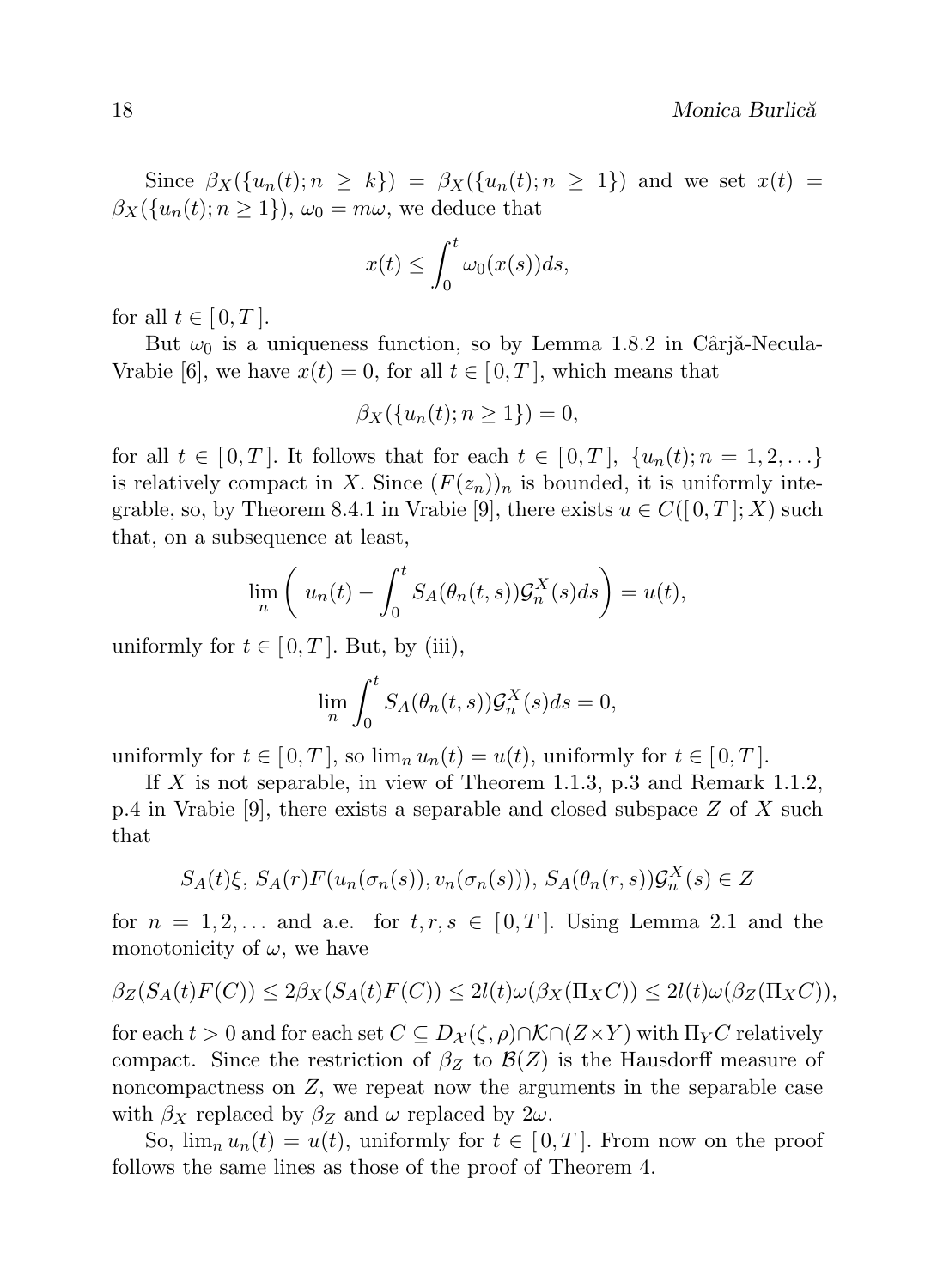Since $\beta_X(\{u_n(t); n \geq k\}) = \beta_X(\{u_n(t); n \geq 1\})$ and we set $x(t) = \beta_X(\{u_n(t); n \geq 1\})$, $\omega_0 = m\omega$, we deduce that

$$x(t) \leq \int_0^t \omega_0(x(s))ds,$$

for all $t \in [\,0, T\,]$.

But $\omega_0$ is a uniqueness function, so by Lemma 1.8.2 in Cârjă-Necula-Vrabie [6], we have $x(t) = 0$, for all $t \in [\,0, T\,]$, which means that

$$\beta_X(\{u_n(t); n \geq 1\}) = 0,$$

for all $t \in [\,0, T\,]$. It follows that for each $t \in [\,0, T\,]$, $\{u_n(t); n = 1, 2, \ldots\}$ is relatively compact in $X$. Since $(F(z_n))_n$ is bounded, it is uniformly integrable, so, by Theorem 8.4.1 in Vrabie [9], there exists $u \in C([\,0, T\,]; X)$ such that, on a subsequence at least,

$$\lim_n \left( u_n(t) - \int_0^t S_A(\theta_n(t, s))\mathcal{G}_n^X(s)ds \right) = u(t),$$

uniformly for $t \in [\,0, T\,]$. But, by (iii),

$$\lim_n \int_0^t S_A(\theta_n(t, s))\mathcal{G}_n^X(s)ds = 0,$$

uniformly for $t \in [\,0, T\,]$, so $\lim_n u_n(t) = u(t)$, uniformly for $t \in [\,0, T\,]$.

If $X$ is not separable, in view of Theorem 1.1.3, p.3 and Remark 1.1.2, p.4 in Vrabie [9], there exists a separable and closed subspace $Z$ of $X$ such that

$$S_A(t)\xi,\, S_A(r)F(u_n(\sigma_n(s)), v_n(\sigma_n(s))),\, S_A(\theta_n(r, s))\mathcal{G}_n^X(s) \in Z$$

for $n = 1, 2, \ldots$ and a.e. for $t, r, s \in [\,0, T\,]$. Using Lemma 2.1 and the monotonicity of $\omega$, we have

$$\beta_Z(S_A(t)F(C)) \leq 2\beta_X(S_A(t)F(C)) \leq 2l(t)\omega(\beta_X(\Pi_X C)) \leq 2l(t)\omega(\beta_Z(\Pi_X C)),$$

for each $t > 0$ and for each set $C \subseteq D_{\mathcal{X}}(\zeta, \rho) \cap \mathcal{K} \cap (Z \times Y)$ with $\Pi_Y C$ relatively compact. Since the restriction of $\beta_Z$ to $\mathcal{B}(Z)$ is the Hausdorff measure of noncompactness on $Z$, we repeat now the arguments in the separable case with $\beta_X$ replaced by $\beta_Z$ and $\omega$ replaced by $2\omega$.

So, $\lim_n u_n(t) = u(t)$, uniformly for $t \in [\,0, T\,]$. From now on the proof follows the same lines as those of the proof of Theorem 4.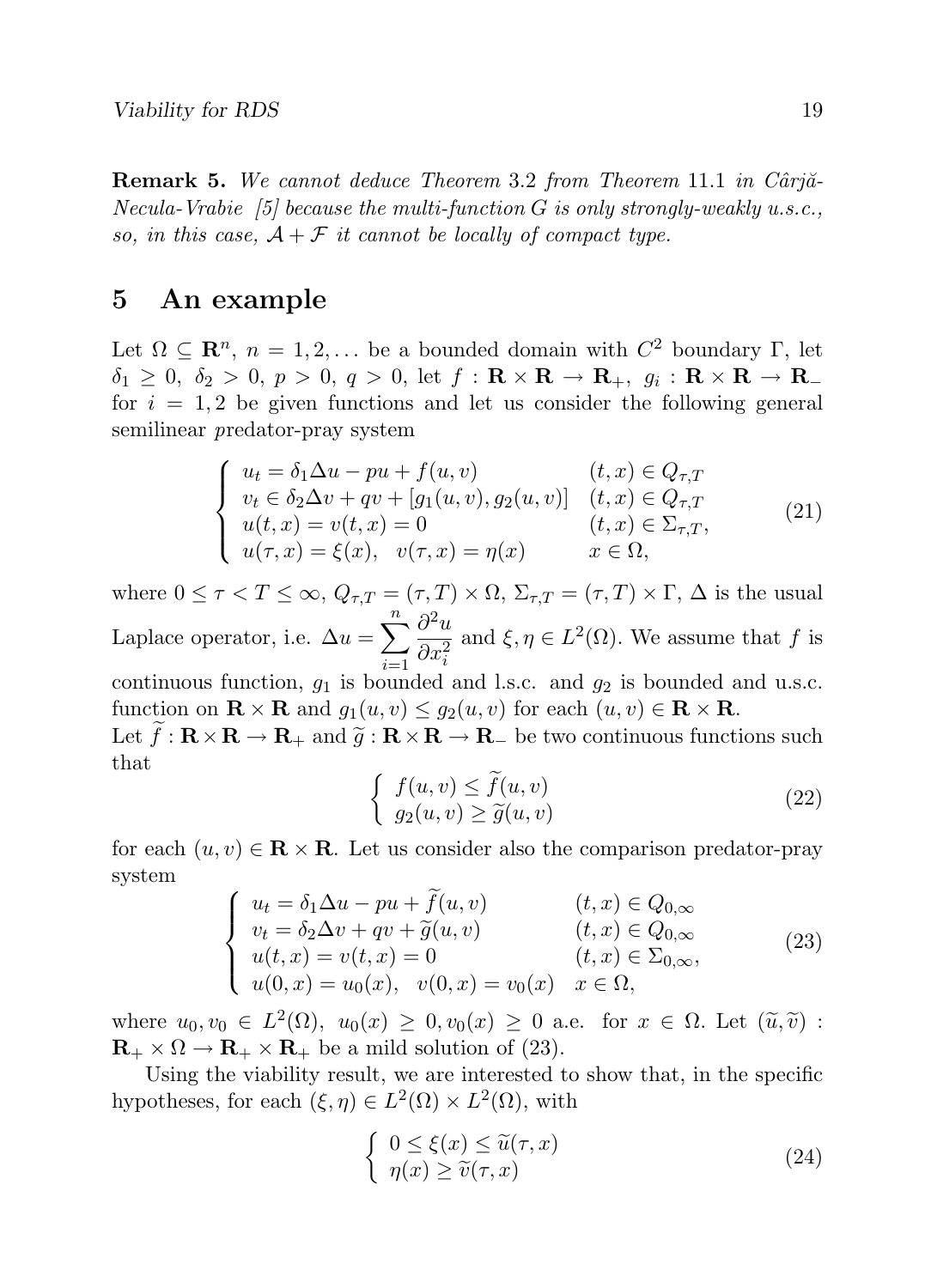**Remark 5.** *We cannot deduce Theorem* 3.2 *from Theorem* 11.1 *in Cârjă-Necula-Vrabie [5] because the multi-function $G$ is only strongly-weakly u.s.c., so, in this case, $\mathcal{A}+\mathcal{F}$ it cannot be locally of compact type.*

## 5 An example

Let $\Omega \subseteq \mathbf{R}^n$, $n = 1, 2, \ldots$ be a bounded domain with $C^2$ boundary $\Gamma$, let $\delta_1 \geq 0$, $\delta_2 > 0$, $p > 0$, $q > 0$, let $f : \mathbf{R} \times \mathbf{R} \to \mathbf{R}_+$, $g_i : \mathbf{R} \times \mathbf{R} \to \mathbf{R}_-$ for $i = 1, 2$ be given functions and let us consider the following general semilinear *p*redator-pray system

$$
\begin{cases}
u_t = \delta_1 \Delta u - pu + f(u,v) & (t,x) \in Q_{\tau,T} \\
v_t \in \delta_2 \Delta v + qv + [g_1(u,v), g_2(u,v)] & (t,x) \in Q_{\tau,T} \\
u(t,x) = v(t,x) = 0 & (t,x) \in \Sigma_{\tau,T}, \\
u(\tau,x) = \xi(x), \quad v(\tau,x) = \eta(x) & x \in \Omega,
\end{cases}
\tag{21}
$$

where $0 \leq \tau < T \leq \infty$, $Q_{\tau,T} = (\tau,T) \times \Omega$, $\Sigma_{\tau,T} = (\tau,T) \times \Gamma$, $\Delta$ is the usual Laplace operator, i.e. $\Delta u = \sum_{i=1}^{n} \frac{\partial^2 u}{\partial x_i^2}$ and $\xi, \eta \in L^2(\Omega)$. We assume that $f$ is continuous function, $g_1$ is bounded and l.s.c. and $g_2$ is bounded and u.s.c. function on $\mathbf{R} \times \mathbf{R}$ and $g_1(u,v) \leq g_2(u,v)$ for each $(u,v) \in \mathbf{R} \times \mathbf{R}$.
Let $\widetilde{f} : \mathbf{R} \times \mathbf{R} \to \mathbf{R}_+$ and $\widetilde{g} : \mathbf{R} \times \mathbf{R} \to \mathbf{R}_-$ be two continuous functions such that

$$
\begin{cases}
f(u,v) \leq \widetilde{f}(u,v) \\
g_2(u,v) \geq \widetilde{g}(u,v)
\end{cases}
\tag{22}
$$

for each $(u,v) \in \mathbf{R} \times \mathbf{R}$. Let us consider also the comparison predator-pray system

$$
\begin{cases}
u_t = \delta_1 \Delta u - pu + \widetilde{f}(u,v) & (t,x) \in Q_{0,\infty} \\
v_t = \delta_2 \Delta v + qv + \widetilde{g}(u,v) & (t,x) \in Q_{0,\infty} \\
u(t,x) = v(t,x) = 0 & (t,x) \in \Sigma_{0,\infty}, \\
u(0,x) = u_0(x), \quad v(0,x) = v_0(x) & x \in \Omega,
\end{cases}
\tag{23}
$$

where $u_0, v_0 \in L^2(\Omega)$, $u_0(x) \geq 0, v_0(x) \geq 0$ a.e. for $x \in \Omega$. Let $(\widetilde{u}, \widetilde{v}) : \mathbf{R}_+ \times \Omega \to \mathbf{R}_+ \times \mathbf{R}_+$ be a mild solution of (23).

Using the viability result, we are interested to show that, in the specific hypotheses, for each $(\xi, \eta) \in L^2(\Omega) \times L^2(\Omega)$, with

$$
\begin{cases}
0 \leq \xi(x) \leq \widetilde{u}(\tau,x) \\
\eta(x) \geq \widetilde{v}(\tau,x)
\end{cases}
\tag{24}
$$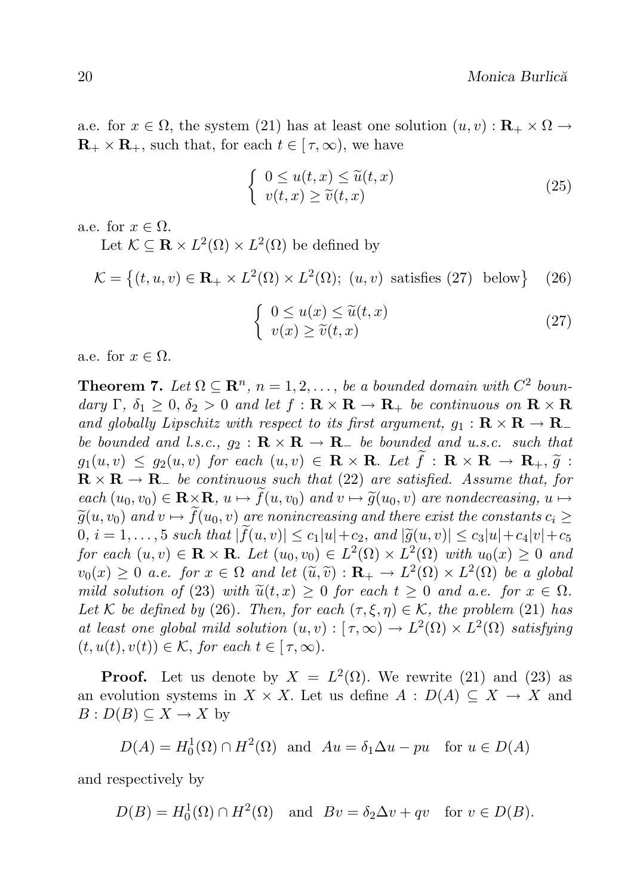a.e. for $x \in \Omega$, the system (21) has at least one solution $(u, v) : \mathbf{R}_+ \times \Omega \to \mathbf{R}_+ \times \mathbf{R}_+$, such that, for each $t \in [\,\tau, \infty)$, we have

$$\left\{ \begin{array}{l} 0 \leq u(t,x) \leq \widetilde{u}(t,x) \\ v(t,x) \geq \widetilde{v}(t,x) \end{array} \right. \tag{25}$$

a.e. for $x \in \Omega$.

Let $\mathcal{K} \subseteq \mathbf{R} \times L^2(\Omega) \times L^2(\Omega)$ be defined by

$$\mathcal{K} = \left\{ (t, u, v) \in \mathbf{R}_+ \times L^2(\Omega) \times L^2(\Omega);\ (u, v) \text{ satisfies (27) below} \right\} \tag{26}$$

$$\left\{ \begin{array}{l} 0 \leq u(x) \leq \widetilde{u}(t,x) \\ v(x) \geq \widetilde{v}(t,x) \end{array} \right. \tag{27}$$

a.e. for $x \in \Omega$.

**Theorem 7.** *Let $\Omega \subseteq \mathbf{R}^n$, $n = 1, 2, \ldots,$ be a bounded domain with $C^2$ boundary $\Gamma$, $\delta_1 \geq 0$, $\delta_2 > 0$ and let $f : \mathbf{R} \times \mathbf{R} \to \mathbf{R}_+$ be continuous on $\mathbf{R} \times \mathbf{R}$ and globally Lipschitz with respect to its first argument, $g_1 : \mathbf{R} \times \mathbf{R} \to \mathbf{R}_-$ be bounded and l.s.c., $g_2 : \mathbf{R} \times \mathbf{R} \to \mathbf{R}_-$ be bounded and u.s.c. such that $g_1(u, v) \leq g_2(u, v)$ for each $(u, v) \in \mathbf{R} \times \mathbf{R}$. Let $\widetilde{f} : \mathbf{R} \times \mathbf{R} \to \mathbf{R}_+$, $\widetilde{g} : \mathbf{R} \times \mathbf{R} \to \mathbf{R}_-$ be continuous such that (22) are satisfied. Assume that, for each $(u_0, v_0) \in \mathbf{R} \times \mathbf{R}$, $u \mapsto \widetilde{f}(u, v_0)$ and $v \mapsto \widetilde{g}(u_0, v)$ are nondecreasing, $u \mapsto \widetilde{g}(u, v_0)$ and $v \mapsto \widetilde{f}(u_0, v)$ are nonincreasing and there exist the constants $c_i \geq 0$, $i = 1, \ldots, 5$ such that $|\widetilde{f}(u, v)| \leq c_1|u| + c_2$, and $|\widetilde{g}(u, v)| \leq c_3|u| + c_4|v| + c_5$ for each $(u, v) \in \mathbf{R} \times \mathbf{R}$. Let $(u_0, v_0) \in L^2(\Omega) \times L^2(\Omega)$ with $u_0(x) \geq 0$ and $v_0(x) \geq 0$ a.e. for $x \in \Omega$ and let $(\widetilde{u}, \widetilde{v}) : \mathbf{R}_+ \to L^2(\Omega) \times L^2(\Omega)$ be a global mild solution of (23) with $\widetilde{u}(t, x) \geq 0$ for each $t \geq 0$ and a.e. for $x \in \Omega$. Let $\mathcal{K}$ be defined by (26). Then, for each $(\tau, \xi, \eta) \in \mathcal{K}$, the problem (21) has at least one global mild solution $(u, v) : [\,\tau, \infty) \to L^2(\Omega) \times L^2(\Omega)$ satisfying $(t, u(t), v(t)) \in \mathcal{K}$, for each $t \in [\,\tau, \infty)$.*

**Proof.** Let us denote by $X = L^2(\Omega)$. We rewrite (21) and (23) as an evolution systems in $X \times X$. Let us define $A : D(A) \subseteq X \to X$ and $B : D(B) \subseteq X \to X$ by

$$D(A) = H_0^1(\Omega) \cap H^2(\Omega) \quad \text{and} \quad Au = \delta_1 \Delta u - pu \quad \text{for } u \in D(A)$$

and respectively by

$$D(B) = H_0^1(\Omega) \cap H^2(\Omega) \quad \text{and} \quad Bv = \delta_2 \Delta v + qv \quad \text{for } v \in D(B).$$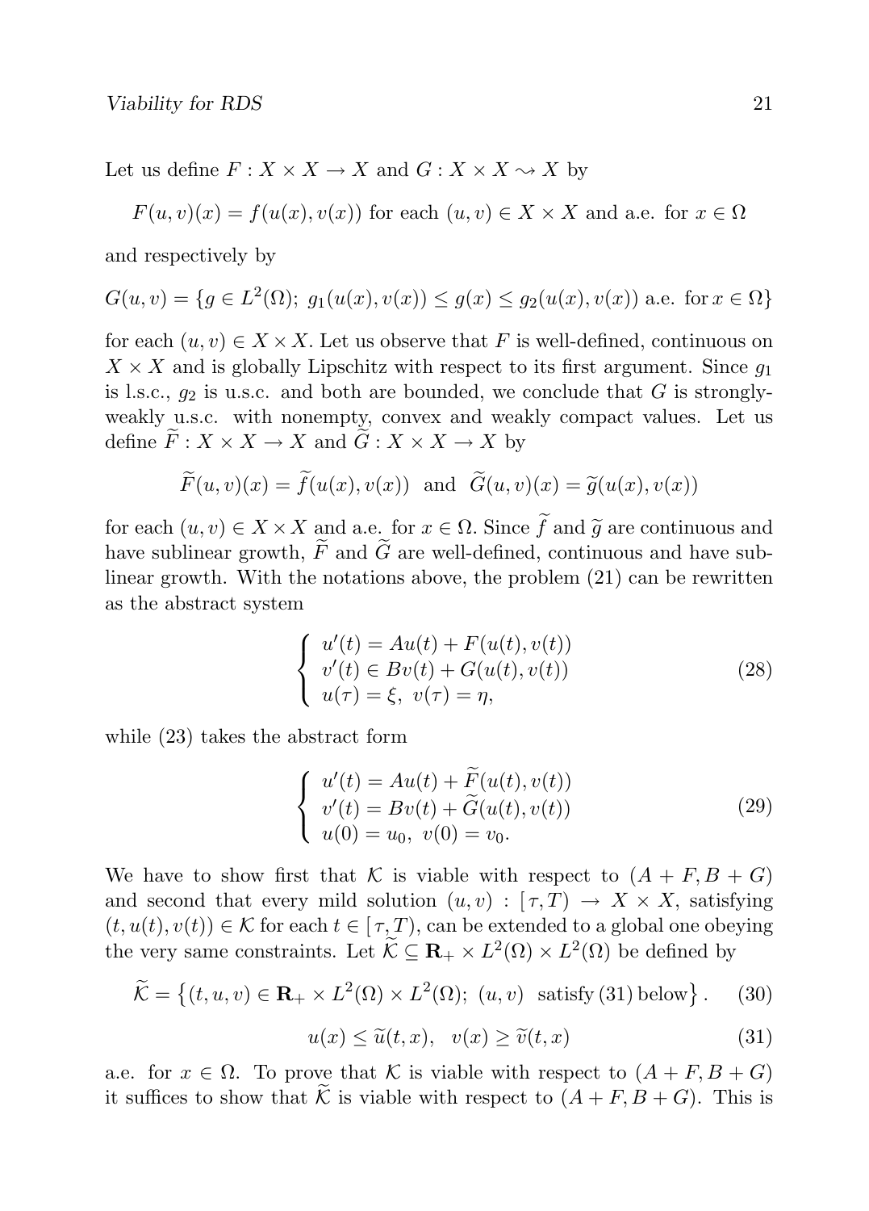Let us define $F : X \times X \to X$ and $G : X \times X \rightsquigarrow X$ by

$$F(u,v)(x) = f(u(x), v(x)) \text{ for each } (u,v) \in X \times X \text{ and a.e. for } x \in \Omega$$

and respectively by

$$G(u,v) = \{g \in L^2(\Omega);\ g_1(u(x), v(x)) \leq g(x) \leq g_2(u(x), v(x)) \text{ a.e. for } x \in \Omega\}$$

for each $(u,v) \in X \times X$. Let us observe that $F$ is well-defined, continuous on $X \times X$ and is globally Lipschitz with respect to its first argument. Since $g_1$ is l.s.c., $g_2$ is u.s.c. and both are bounded, we conclude that $G$ is strongly-weakly u.s.c. with nonempty, convex and weakly compact values. Let us define $\widetilde{F} : X \times X \to X$ and $\widetilde{G} : X \times X \to X$ by

$$\widetilde{F}(u,v)(x) = \widetilde{f}(u(x), v(x)) \text{ and } \widetilde{G}(u,v)(x) = \widetilde{g}(u(x), v(x))$$

for each $(u,v) \in X \times X$ and a.e. for $x \in \Omega$. Since $\widetilde{f}$ and $\widetilde{g}$ are continuous and have sublinear growth, $\widetilde{F}$ and $\widetilde{G}$ are well-defined, continuous and have sublinear growth. With the notations above, the problem (21) can be rewritten as the abstract system

$$\begin{cases} u'(t) = Au(t) + F(u(t), v(t)) \\ v'(t) \in Bv(t) + G(u(t), v(t)) \\ u(\tau) = \xi,\ v(\tau) = \eta, \end{cases} \tag{28}$$

while (23) takes the abstract form

$$\begin{cases} u'(t) = Au(t) + \widetilde{F}(u(t), v(t)) \\ v'(t) = Bv(t) + \widetilde{G}(u(t), v(t)) \\ u(0) = u_0,\ v(0) = v_0. \end{cases} \tag{29}$$

We have to show first that $\mathcal{K}$ is viable with respect to $(A + F, B + G)$ and second that every mild solution $(u,v) : [\,\tau, T) \to X \times X$, satisfying $(t, u(t), v(t)) \in \mathcal{K}$ for each $t \in [\,\tau, T)$, can be extended to a global one obeying the very same constraints. Let $\widetilde{\mathcal{K}} \subseteq \mathbf{R}_+ \times L^2(\Omega) \times L^2(\Omega)$ be defined by

$$\widetilde{\mathcal{K}} = \left\{(t, u, v) \in \mathbf{R}_+ \times L^2(\Omega) \times L^2(\Omega);\ (u,v) \text{ satisfy (31) below}\right\}. \tag{30}$$

$$u(x) \leq \widetilde{u}(t,x), \quad v(x) \geq \widetilde{v}(t,x) \tag{31}$$

a.e. for $x \in \Omega$. To prove that $\mathcal{K}$ is viable with respect to $(A + F, B + G)$ it suffices to show that $\widetilde{\mathcal{K}}$ is viable with respect to $(A + F, B + G)$. This is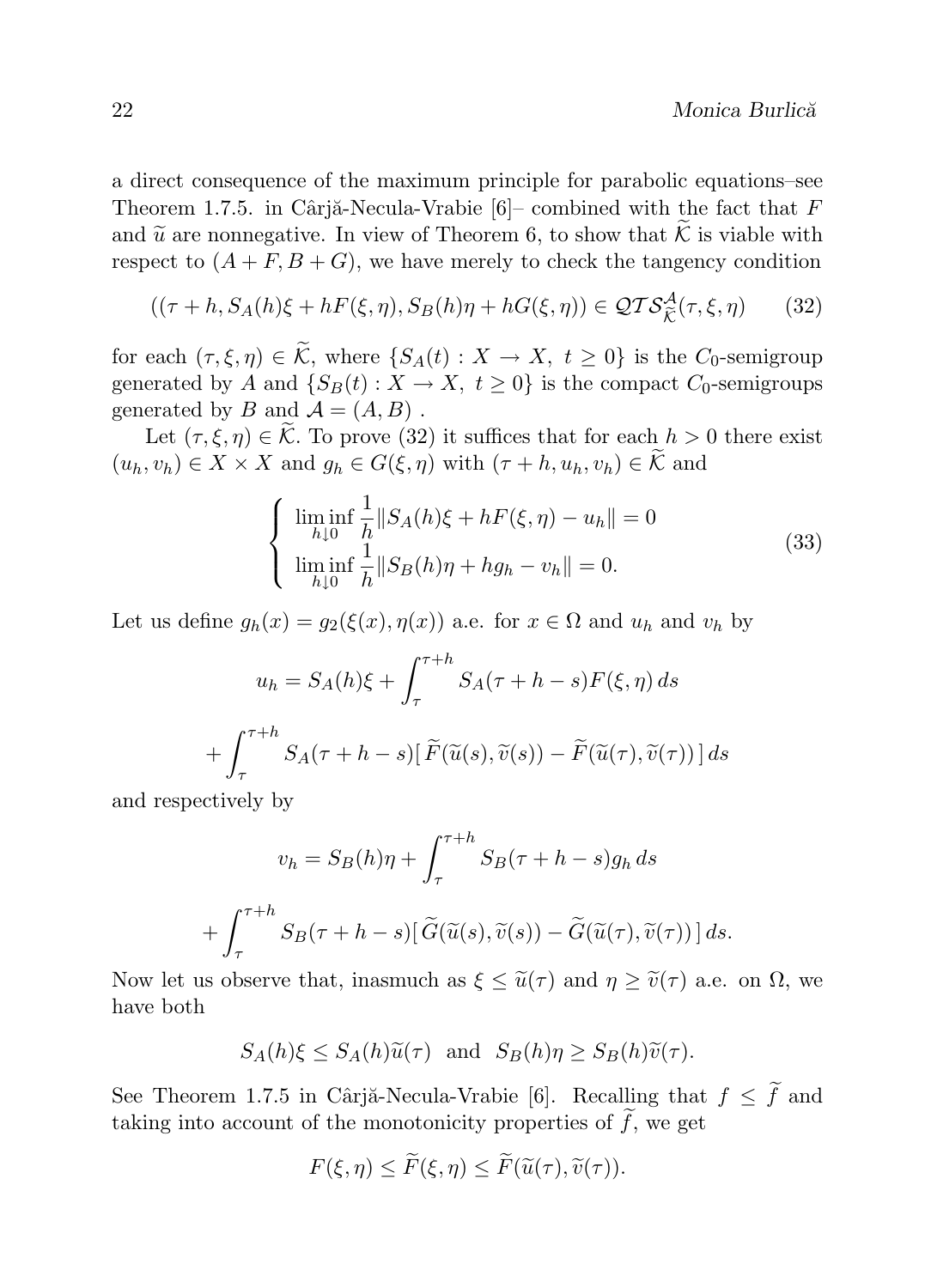a direct consequence of the maximum principle for parabolic equations–see Theorem 1.7.5. in Cârjă-Necula-Vrabie [6]– combined with the fact that $F$ and $\widetilde{u}$ are nonnegative. In view of Theorem 6, to show that $\widetilde{\mathcal{K}}$ is viable with respect to $(A+F, B+G)$, we have merely to check the tangency condition

$$((\tau+h, S_A(h)\xi + hF(\xi,\eta), S_B(h)\eta + hG(\xi,\eta)) \in \mathcal{QTS}^{\mathcal{A}}_{\widetilde{\mathcal{K}}}(\tau,\xi,\eta) \tag{32}$$

for each $(\tau,\xi,\eta) \in \widetilde{\mathcal{K}}$, where $\{S_A(t) : X \to X,\ t \geq 0\}$ is the $C_0$-semigroup generated by $A$ and $\{S_B(t) : X \to X,\ t \geq 0\}$ is the compact $C_0$-semigroups generated by $B$ and $\mathcal{A} = (A, B)$ .

Let $(\tau,\xi,\eta) \in \widetilde{\mathcal{K}}$. To prove (32) it suffices that for each $h > 0$ there exist $(u_h, v_h) \in X \times X$ and $g_h \in G(\xi,\eta)$ with $(\tau+h, u_h, v_h) \in \widetilde{\mathcal{K}}$ and

$$\begin{cases} \liminf\limits_{h\downarrow 0} \dfrac{1}{h}\|S_A(h)\xi + hF(\xi,\eta) - u_h\| = 0 \\ \liminf\limits_{h\downarrow 0} \dfrac{1}{h}\|S_B(h)\eta + hg_h - v_h\| = 0. \end{cases} \tag{33}$$

Let us define $g_h(x) = g_2(\xi(x), \eta(x))$ a.e. for $x \in \Omega$ and $u_h$ and $v_h$ by

$$u_h = S_A(h)\xi + \int_\tau^{\tau+h} S_A(\tau+h-s)F(\xi,\eta)\,ds$$

$$+\int_\tau^{\tau+h} S_A(\tau+h-s)[\,\widetilde{F}(\widetilde{u}(s),\widetilde{v}(s)) - \widetilde{F}(\widetilde{u}(\tau),\widetilde{v}(\tau))\,]\,ds$$

and respectively by

$$v_h = S_B(h)\eta + \int_\tau^{\tau+h} S_B(\tau+h-s)g_h\,ds$$

$$+\int_\tau^{\tau+h} S_B(\tau+h-s)[\,\widetilde{G}(\widetilde{u}(s),\widetilde{v}(s)) - \widetilde{G}(\widetilde{u}(\tau),\widetilde{v}(\tau))\,]\,ds.$$

Now let us observe that, inasmuch as $\xi \leq \widetilde{u}(\tau)$ and $\eta \geq \widetilde{v}(\tau)$ a.e. on $\Omega$, we have both

$$S_A(h)\xi \leq S_A(h)\widetilde{u}(\tau) \ \text{ and } \ S_B(h)\eta \geq S_B(h)\widetilde{v}(\tau).$$

See Theorem 1.7.5 in Cârjă-Necula-Vrabie [6]. Recalling that $f \leq \widetilde{f}$ and taking into account of the monotonicity properties of $\widetilde{f}$, we get

$$F(\xi,\eta) \leq \widetilde{F}(\xi,\eta) \leq \widetilde{F}(\widetilde{u}(\tau),\widetilde{v}(\tau)).$$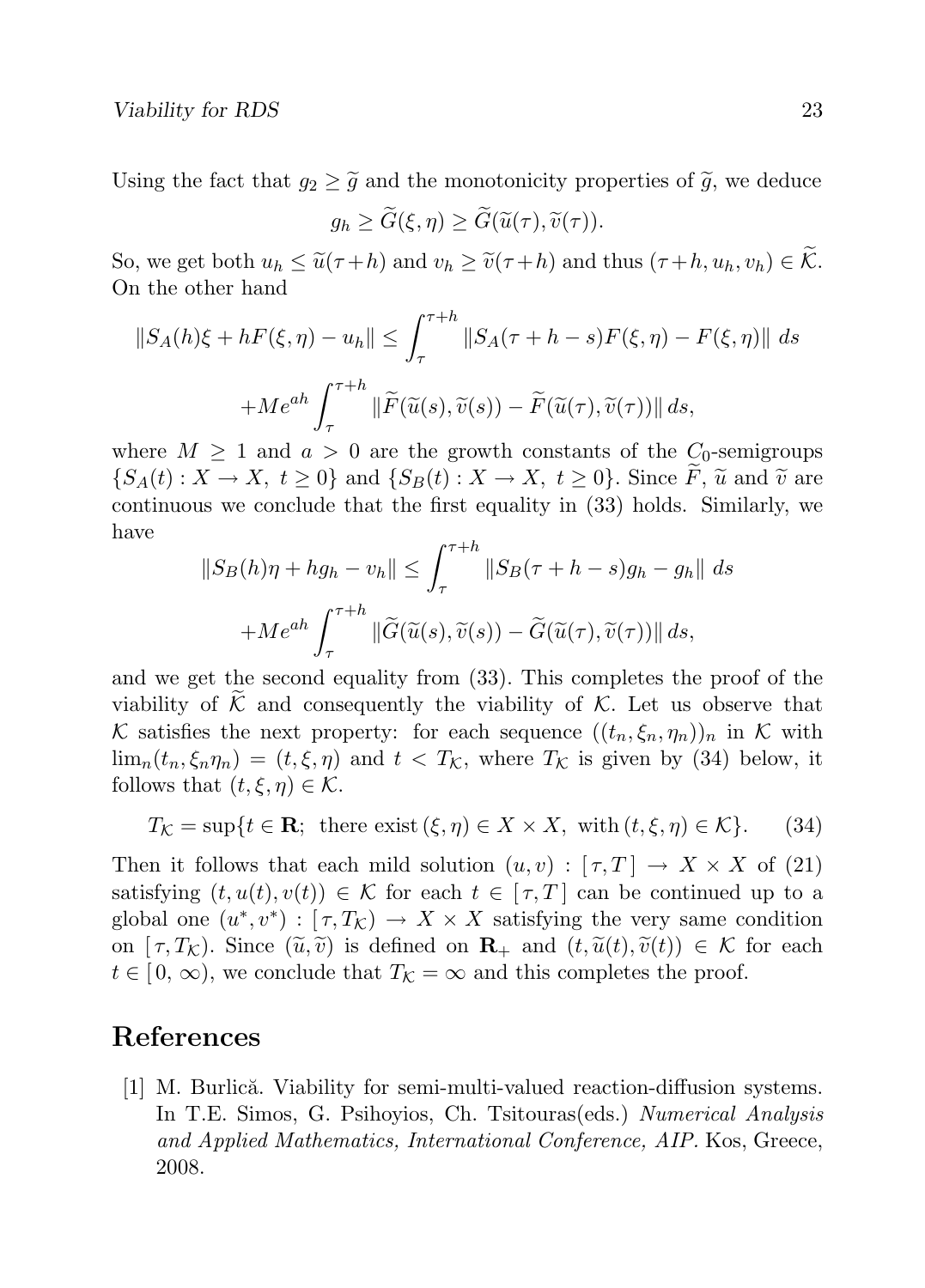Using the fact that $g_2 \geq \widetilde{g}$ and the monotonicity properties of $\widetilde{g}$, we deduce

$$g_h \geq \widetilde{G}(\xi, \eta) \geq \widetilde{G}(\widetilde{u}(\tau), \widetilde{v}(\tau)).$$

So, we get both $u_h \leq \widetilde{u}(\tau+h)$ and $v_h \geq \widetilde{v}(\tau+h)$ and thus $(\tau+h, u_h, v_h) \in \widetilde{\mathcal{K}}$. On the other hand

$$\|S_A(h)\xi + hF(\xi,\eta) - u_h\| \leq \int_\tau^{\tau+h} \|S_A(\tau+h-s)F(\xi,\eta) - F(\xi,\eta)\| \, ds$$

$$+Me^{ah}\int_\tau^{\tau+h} \|\widetilde{F}(\widetilde{u}(s),\widetilde{v}(s)) - \widetilde{F}(\widetilde{u}(\tau),\widetilde{v}(\tau))\| \, ds,$$

where $M \geq 1$ and $a > 0$ are the growth constants of the $C_0$-semigroups $\{S_A(t) : X \to X,\ t \geq 0\}$ and $\{S_B(t) : X \to X,\ t \geq 0\}$. Since $\widetilde{F}$, $\widetilde{u}$ and $\widetilde{v}$ are continuous we conclude that the first equality in (33) holds. Similarly, we have

$$\|S_B(h)\eta + hg_h - v_h\| \leq \int_\tau^{\tau+h} \|S_B(\tau+h-s)g_h - g_h\| \, ds$$

$$+Me^{ah}\int_\tau^{\tau+h} \|\widetilde{G}(\widetilde{u}(s),\widetilde{v}(s)) - \widetilde{G}(\widetilde{u}(\tau),\widetilde{v}(\tau))\| \, ds,$$

and we get the second equality from (33). This completes the proof of the viability of $\widetilde{\mathcal{K}}$ and consequently the viability of $\mathcal{K}$. Let us observe that $\mathcal{K}$ satisfies the next property: for each sequence $((t_n, \xi_n, \eta_n))_n$ in $\mathcal{K}$ with $\lim_n (t_n, \xi_n \eta_n) = (t, \xi, \eta)$ and $t < T_{\mathcal{K}}$, where $T_{\mathcal{K}}$ is given by (34) below, it follows that $(t, \xi, \eta) \in \mathcal{K}$.

$$T_{\mathcal{K}} = \sup\{t \in \mathbf{R};\ \text{there exist}\, (\xi,\eta) \in X \times X,\ \text{with}\, (t,\xi,\eta) \in \mathcal{K}\}. \qquad (34)$$

Then it follows that each mild solution $(u, v) : [\,\tau, T\,] \to X \times X$ of (21) satisfying $(t, u(t), v(t)) \in \mathcal{K}$ for each $t \in [\,\tau, T\,]$ can be continued up to a global one $(u^*, v^*) : [\,\tau, T_{\mathcal{K}}) \to X \times X$ satisfying the very same condition on $[\,\tau, T_{\mathcal{K}})$. Since $(\widetilde{u}, \widetilde{v})$ is defined on $\mathbf{R}_+$ and $(t, \widetilde{u}(t), \widetilde{v}(t)) \in \mathcal{K}$ for each $t \in [\,0, \infty)$, we conclude that $T_{\mathcal{K}} = \infty$ and this completes the proof.

# References

[1] M. Burlică. Viability for semi-multi-valued reaction-diffusion systems. In T.E. Simos, G. Psihoyios, Ch. Tsitouras(eds.) *Numerical Analysis and Applied Mathematics, International Conference, AIP.* Kos, Greece, 2008.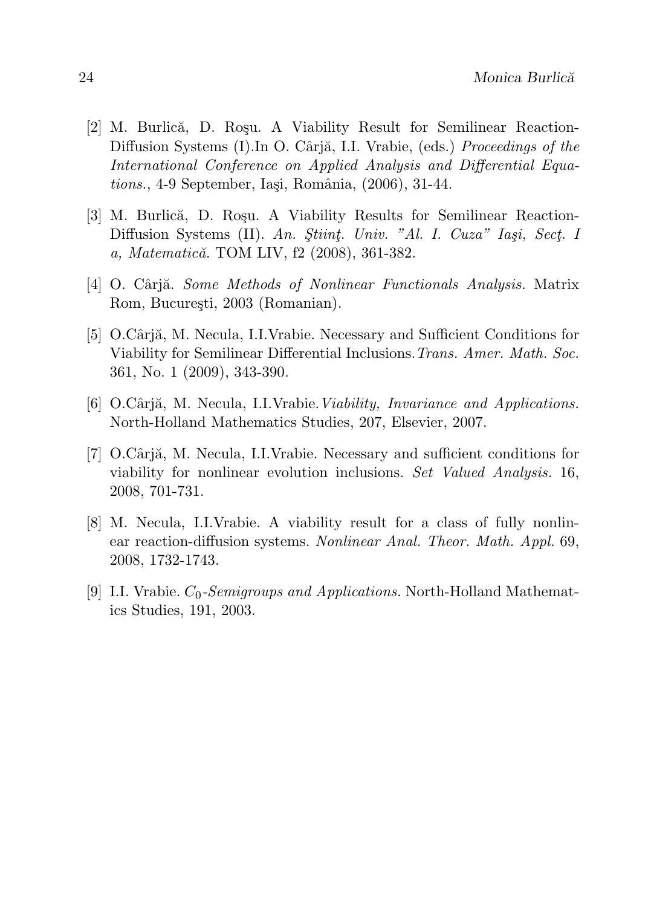[2] M. Burlică, D. Roşu. A Viability Result for Semilinear Reaction-Diffusion Systems (I).In O. Cârjă, I.I. Vrabie, (eds.) *Proceedings of the International Conference on Applied Analysis and Differential Equations.*, 4-9 September, Iaşi, România, (2006), 31-44.

[3] M. Burlică, D. Roşu. A Viability Results for Semilinear Reaction-Diffusion Systems (II). *An. Ştiinţ. Univ. "Al. I. Cuza" Iaşi, Secţ. I a, Matematică.* TOM LIV, f2 (2008), 361-382.

[4] O. Cârjă. *Some Methods of Nonlinear Functionals Analysis.* Matrix Rom, Bucureşti, 2003 (Romanian).

[5] O.Cârjă, M. Necula, I.I.Vrabie. Necessary and Sufficient Conditions for Viability for Semilinear Differential Inclusions.*Trans. Amer. Math. Soc.* 361, No. 1 (2009), 343-390.

[6] O.Cârjă, M. Necula, I.I.Vrabie.*Viability, Invariance and Applications.* North-Holland Mathematics Studies, 207, Elsevier, 2007.

[7] O.Cârjă, M. Necula, I.I.Vrabie. Necessary and sufficient conditions for viability for nonlinear evolution inclusions. *Set Valued Analysis.* 16, 2008, 701-731.

[8] M. Necula, I.I.Vrabie. A viability result for a class of fully nonlinear reaction-diffusion systems. *Nonlinear Anal. Theor. Math. Appl.* 69, 2008, 1732-1743.

[9] I.I. Vrabie. *$C_0$-Semigroups and Applications.* North-Holland Mathematics Studies, 191, 2003.